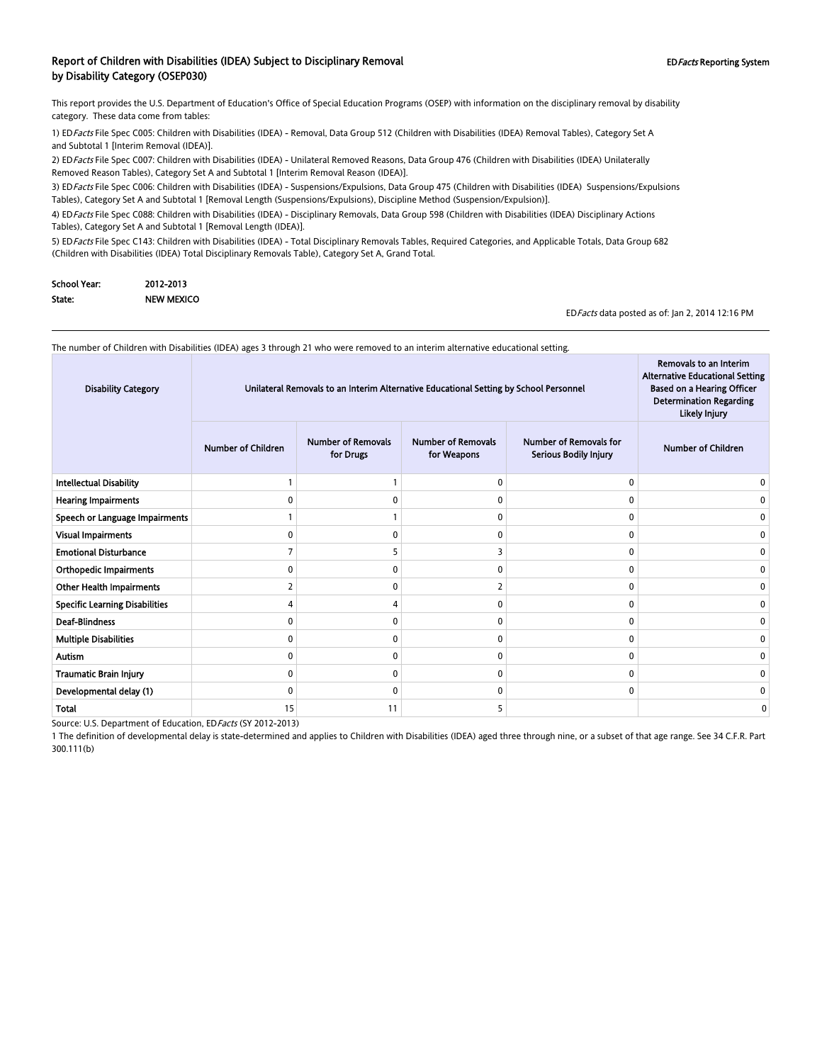# Report of Children with Disabilities (IDEA) Subject to Disciplinary Removal by Disability Category (OSEP030)

ED*Facts* Reporting System

This report provides the U.S. Department of Education's Office of Special Education Programs (OSEP) with information on the disciplinary removal by disability category. These data come from tables:

1) ED*Facts* File Spec C005: Children with Disabilities (IDEA) - Removal, Data Group 512 (Children with Disabilities (IDEA) Removal Tables), Category Set A and Subtotal 1 [Interim Removal (IDEA)].

2) ED*Facts* File Spec C007: Children with Disabilities (IDEA) - Unilateral Removed Reasons, Data Group 476 (Children with Disabilities (IDEA) Unilaterally Removed Reason Tables), Category Set A and Subtotal 1 [Interim Removal Reason (IDEA)].

3) ED*Facts* File Spec C006: Children with Disabilities (IDEA) - Suspensions/Expulsions, Data Group 475 (Children with Disabilities (IDEA) Suspensions/Expulsions Tables), Category Set A and Subtotal 1 [Removal Length (Suspensions/Expulsions), Discipline Method (Suspension/Expulsion)].

4) ED*Facts* File Spec C088: Children with Disabilities (IDEA) - Disciplinary Removals, Data Group 598 (Children with Disabilities (IDEA) Disciplinary Actions Tables), Category Set A and Subtotal 1 [Removal Length (IDEA)].

5) ED*Facts* File Spec C143: Children with Disabilities (IDEA) - Total Disciplinary Removals Tables, Required Categories, and Applicable Totals, Data Group 682 (Children with Disabilities (IDEA) Total Disciplinary Removals Table), Category Set A, Grand Total.

**School Year:** 2012-2013

**State:** NEW MEXICO

ED*Facts* data posted as of: Jan 2, 2014 12:16 PM

The number of Children with Disabilities (IDEA) ages 3 through 21 who were removed to an interim alternative educational setting.

| Disability Category | Unilateral Removals to an Interim Alternative Educational Setting by School Personnel | | | | Removals to an Interim Alternative Educational Setting Based on a Hearing Officer Determination Regarding Likely Injury |
|---|---|---|---|---|---|
| | Number of Children | Number of Removals for Drugs | Number of Removals for Weapons | Number of Removals for Serious Bodily Injury | Number of Children |
| Intellectual Disability | 1 | 1 | 0 | 0 | 0 |
| Hearing Impairments | 0 | 0 | 0 | 0 | 0 |
| Speech or Language Impairments | 1 | 1 | 0 | 0 | 0 |
| Visual Impairments | 0 | 0 | 0 | 0 | 0 |
| Emotional Disturbance | 7 | 5 | 3 | 0 | 0 |
| Orthopedic Impairments | 0 | 0 | 0 | 0 | 0 |
| Other Health Impairments | 2 | 0 | 2 | 0 | 0 |
| Specific Learning Disabilities | 4 | 4 | 0 | 0 | 0 |
| Deaf-Blindness | 0 | 0 | 0 | 0 | 0 |
| Multiple Disabilities | 0 | 0 | 0 | 0 | 0 |
| Autism | 0 | 0 | 0 | 0 | 0 |
| Traumatic Brain Injury | 0 | 0 | 0 | 0 | 0 |
| Developmental delay (1) | 0 | 0 | 0 | 0 | 0 |
| Total | 15 | 11 | 5 | | 0 |

Source: U.S. Department of Education, ED*Facts* (SY 2012-2013)

1 The definition of developmental delay is state-determined and applies to Children with Disabilities (IDEA) aged three through nine, or a subset of that age range. See 34 C.F.R. Part 300.111(b)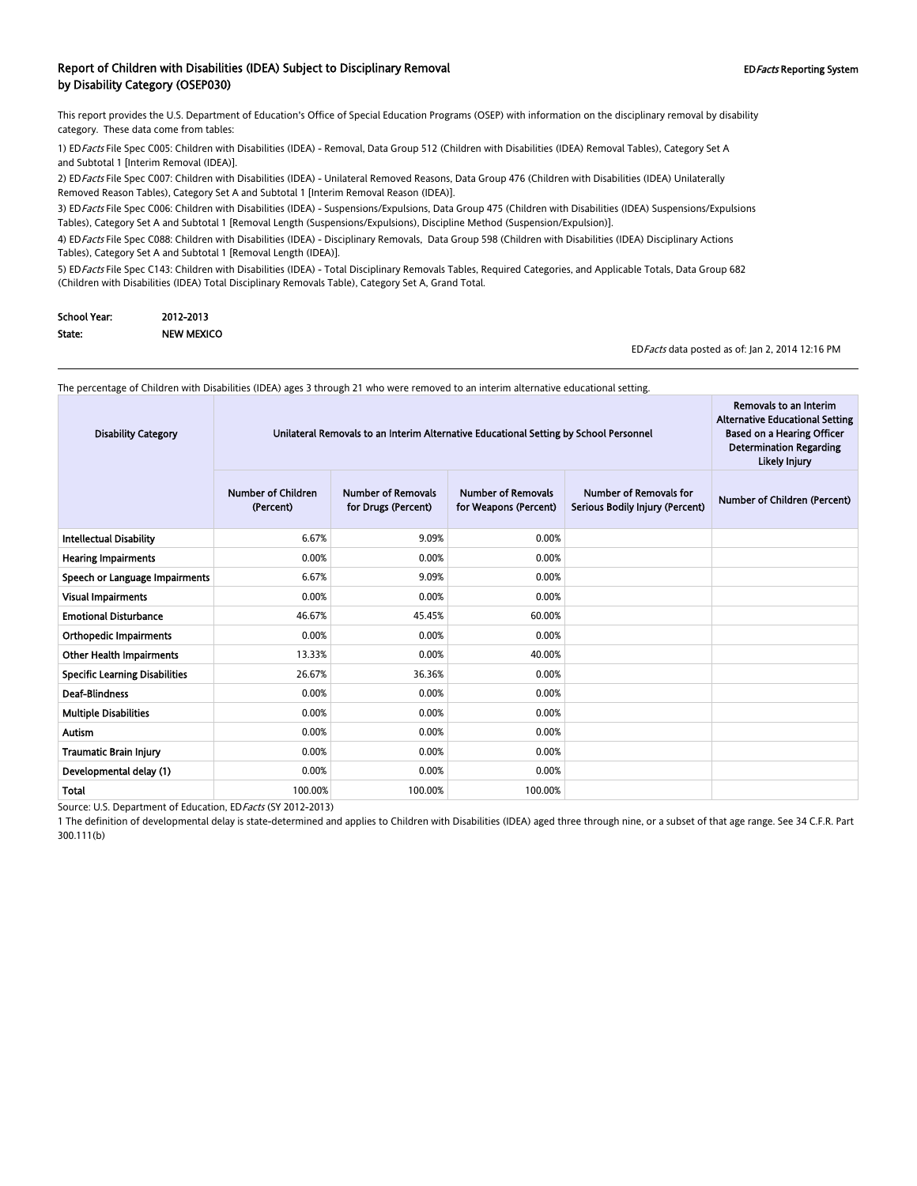## Report of Children with Disabilities (IDEA) Subject to Disciplinary Removal by Disability Category (OSEP030)

ED*Facts* Reporting System

This report provides the U.S. Department of Education's Office of Special Education Programs (OSEP) with information on the disciplinary removal by disability category. These data come from tables:

1) ED*Facts* File Spec C005: Children with Disabilities (IDEA) - Removal, Data Group 512 (Children with Disabilities (IDEA) Removal Tables), Category Set A and Subtotal 1 [Interim Removal (IDEA)].

2) ED*Facts* File Spec C007: Children with Disabilities (IDEA) - Unilateral Removed Reasons, Data Group 476 (Children with Disabilities (IDEA) Unilaterally Removed Reason Tables), Category Set A and Subtotal 1 [Interim Removal Reason (IDEA)].

3) ED*Facts* File Spec C006: Children with Disabilities (IDEA) - Suspensions/Expulsions, Data Group 475 (Children with Disabilities (IDEA) Suspensions/Expulsions Tables), Category Set A and Subtotal 1 [Removal Length (Suspensions/Expulsions), Discipline Method (Suspension/Expulsion)].

4) ED*Facts* File Spec C088: Children with Disabilities (IDEA) - Disciplinary Removals, Data Group 598 (Children with Disabilities (IDEA) Disciplinary Actions Tables), Category Set A and Subtotal 1 [Removal Length (IDEA)].

5) ED*Facts* File Spec C143: Children with Disabilities (IDEA) - Total Disciplinary Removals Tables, Required Categories, and Applicable Totals, Data Group 682 (Children with Disabilities (IDEA) Total Disciplinary Removals Table), Category Set A, Grand Total.

**School Year:** 2012-2013
**State:** NEW MEXICO

ED*Facts* data posted as of: Jan 2, 2014 12:16 PM

The percentage of Children with Disabilities (IDEA) ages 3 through 21 who were removed to an interim alternative educational setting.

| Disability Category | Unilateral Removals to an Interim Alternative Educational Setting by School Personnel | | | | Removals to an Interim Alternative Educational Setting Based on a Hearing Officer Determination Regarding Likely Injury |
|---|---|---|---|---|---|
| | Number of Children (Percent) | Number of Removals for Drugs (Percent) | Number of Removals for Weapons (Percent) | Number of Removals for Serious Bodily Injury (Percent) | Number of Children (Percent) |
| Intellectual Disability | 6.67% | 9.09% | 0.00% | | |
| Hearing Impairments | 0.00% | 0.00% | 0.00% | | |
| Speech or Language Impairments | 6.67% | 9.09% | 0.00% | | |
| Visual Impairments | 0.00% | 0.00% | 0.00% | | |
| Emotional Disturbance | 46.67% | 45.45% | 60.00% | | |
| Orthopedic Impairments | 0.00% | 0.00% | 0.00% | | |
| Other Health Impairments | 13.33% | 0.00% | 40.00% | | |
| Specific Learning Disabilities | 26.67% | 36.36% | 0.00% | | |
| Deaf-Blindness | 0.00% | 0.00% | 0.00% | | |
| Multiple Disabilities | 0.00% | 0.00% | 0.00% | | |
| Autism | 0.00% | 0.00% | 0.00% | | |
| Traumatic Brain Injury | 0.00% | 0.00% | 0.00% | | |
| Developmental delay (1) | 0.00% | 0.00% | 0.00% | | |
| Total | 100.00% | 100.00% | 100.00% | | |

Source: U.S. Department of Education, ED*Facts* (SY 2012-2013)

1 The definition of developmental delay is state-determined and applies to Children with Disabilities (IDEA) aged three through nine, or a subset of that age range. See 34 C.F.R. Part 300.111(b)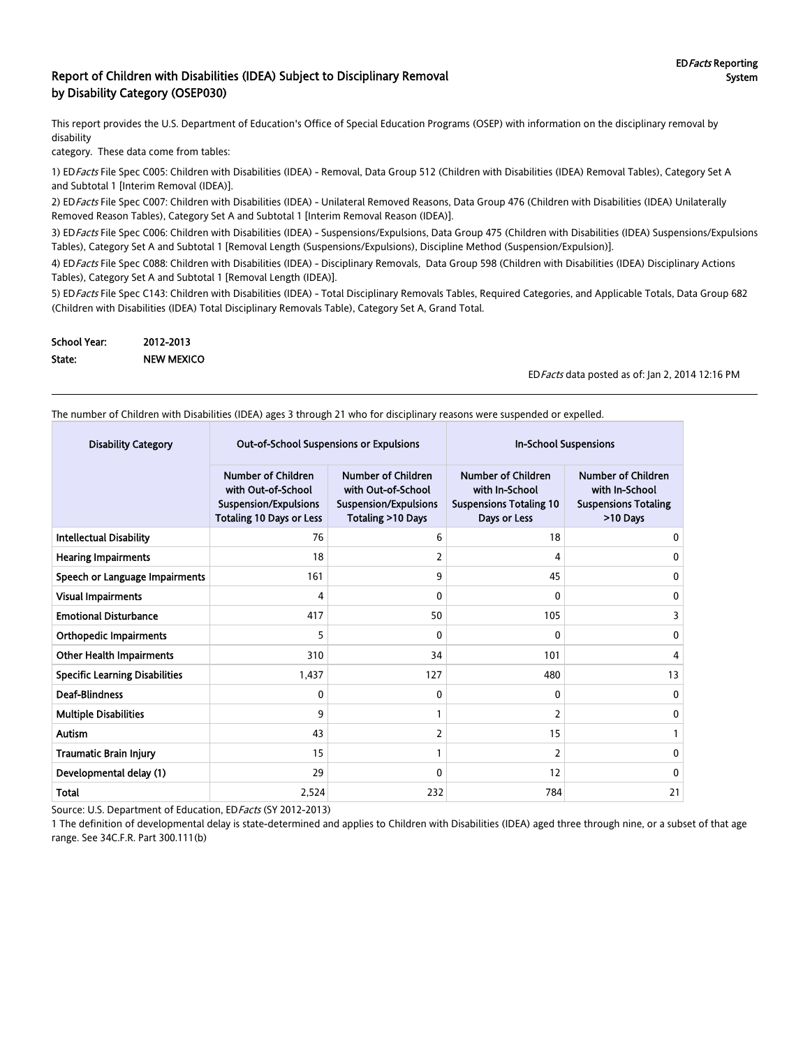# Report of Children with Disabilities (IDEA) Subject to Disciplinary Removal by Disability Category (OSEP030)

ED*Facts* Reporting System

This report provides the U.S. Department of Education's Office of Special Education Programs (OSEP) with information on the disciplinary removal by disability category. These data come from tables:

1) ED*Facts* File Spec C005: Children with Disabilities (IDEA) - Removal, Data Group 512 (Children with Disabilities (IDEA) Removal Tables), Category Set A and Subtotal 1 [Interim Removal (IDEA)].

2) ED*Facts* File Spec C007: Children with Disabilities (IDEA) - Unilateral Removed Reasons, Data Group 476 (Children with Disabilities (IDEA) Unilaterally Removed Reason Tables), Category Set A and Subtotal 1 [Interim Removal Reason (IDEA)].

3) ED*Facts* File Spec C006: Children with Disabilities (IDEA) - Suspensions/Expulsions, Data Group 475 (Children with Disabilities (IDEA) Suspensions/Expulsions Tables), Category Set A and Subtotal 1 [Removal Length (Suspensions/Expulsions), Discipline Method (Suspension/Expulsion)].

4) ED*Facts* File Spec C088: Children with Disabilities (IDEA) - Disciplinary Removals, Data Group 598 (Children with Disabilities (IDEA) Disciplinary Actions Tables), Category Set A and Subtotal 1 [Removal Length (IDEA)].

5) ED*Facts* File Spec C143: Children with Disabilities (IDEA) - Total Disciplinary Removals Tables, Required Categories, and Applicable Totals, Data Group 682 (Children with Disabilities (IDEA) Total Disciplinary Removals Table), Category Set A, Grand Total.

**School Year:** 2012-2013
**State:** NEW MEXICO

ED*Facts* data posted as of: Jan 2, 2014 12:16 PM

The number of Children with Disabilities (IDEA) ages 3 through 21 who for disciplinary reasons were suspended or expelled.

| Disability Category | Out-of-School Suspensions or Expulsions | | In-School Suspensions | |
|---|---|---|---|---|
| | Number of Children with Out-of-School Suspension/Expulsions Totaling 10 Days or Less | Number of Children with Out-of-School Suspension/Expulsions Totaling >10 Days | Number of Children with In-School Suspensions Totaling 10 Days or Less | Number of Children with In-School Suspensions Totaling >10 Days |
| Intellectual Disability | 76 | 6 | 18 | 0 |
| Hearing Impairments | 18 | 2 | 4 | 0 |
| Speech or Language Impairments | 161 | 9 | 45 | 0 |
| Visual Impairments | 4 | 0 | 0 | 0 |
| Emotional Disturbance | 417 | 50 | 105 | 3 |
| Orthopedic Impairments | 5 | 0 | 0 | 0 |
| Other Health Impairments | 310 | 34 | 101 | 4 |
| Specific Learning Disabilities | 1,437 | 127 | 480 | 13 |
| Deaf-Blindness | 0 | 0 | 0 | 0 |
| Multiple Disabilities | 9 | 1 | 2 | 0 |
| Autism | 43 | 2 | 15 | 1 |
| Traumatic Brain Injury | 15 | 1 | 2 | 0 |
| Developmental delay (1) | 29 | 0 | 12 | 0 |
| Total | 2,524 | 232 | 784 | 21 |

Source: U.S. Department of Education, ED*Facts* (SY 2012-2013)

1 The definition of developmental delay is state-determined and applies to Children with Disabilities (IDEA) aged three through nine, or a subset of that age range. See 34C.F.R. Part 300.111(b)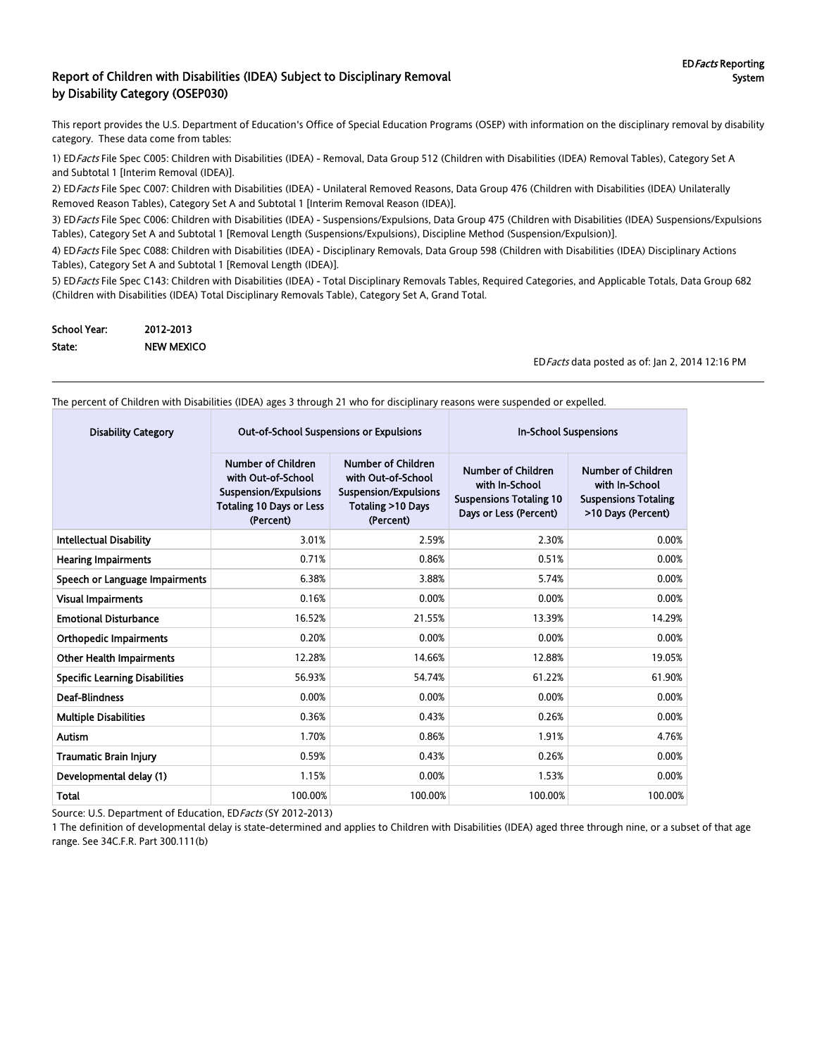# Report of Children with Disabilities (IDEA) Subject to Disciplinary Removal by Disability Category (OSEP030)

ED*Facts* Reporting System

This report provides the U.S. Department of Education's Office of Special Education Programs (OSEP) with information on the disciplinary removal by disability category. These data come from tables:

1) ED*Facts* File Spec C005: Children with Disabilities (IDEA) - Removal, Data Group 512 (Children with Disabilities (IDEA) Removal Tables), Category Set A and Subtotal 1 [Interim Removal (IDEA)].

2) ED*Facts* File Spec C007: Children with Disabilities (IDEA) - Unilateral Removed Reasons, Data Group 476 (Children with Disabilities (IDEA) Unilaterally Removed Reason Tables), Category Set A and Subtotal 1 [Interim Removal Reason (IDEA)].

3) ED*Facts* File Spec C006: Children with Disabilities (IDEA) - Suspensions/Expulsions, Data Group 475 (Children with Disabilities (IDEA) Suspensions/Expulsions Tables), Category Set A and Subtotal 1 [Removal Length (Suspensions/Expulsions), Discipline Method (Suspension/Expulsion)].

4) ED*Facts* File Spec C088: Children with Disabilities (IDEA) - Disciplinary Removals, Data Group 598 (Children with Disabilities (IDEA) Disciplinary Actions Tables), Category Set A and Subtotal 1 [Removal Length (IDEA)].

5) ED*Facts* File Spec C143: Children with Disabilities (IDEA) - Total Disciplinary Removals Tables, Required Categories, and Applicable Totals, Data Group 682 (Children with Disabilities (IDEA) Total Disciplinary Removals Table), Category Set A, Grand Total.

**School Year:** 2012-2013
**State:** NEW MEXICO

ED*Facts* data posted as of: Jan 2, 2014 12:16 PM

The percent of Children with Disabilities (IDEA) ages 3 through 21 who for disciplinary reasons were suspended or expelled.

| Disability Category | Out-of-School Suspensions or Expulsions | | In-School Suspensions | |
|---|---|---|---|---|
| | Number of Children with Out-of-School Suspension/Expulsions Totaling 10 Days or Less (Percent) | Number of Children with Out-of-School Suspension/Expulsions Totaling >10 Days (Percent) | Number of Children with In-School Suspensions Totaling 10 Days or Less (Percent) | Number of Children with In-School Suspensions Totaling >10 Days (Percent) |
| Intellectual Disability | 3.01% | 2.59% | 2.30% | 0.00% |
| Hearing Impairments | 0.71% | 0.86% | 0.51% | 0.00% |
| Speech or Language Impairments | 6.38% | 3.88% | 5.74% | 0.00% |
| Visual Impairments | 0.16% | 0.00% | 0.00% | 0.00% |
| Emotional Disturbance | 16.52% | 21.55% | 13.39% | 14.29% |
| Orthopedic Impairments | 0.20% | 0.00% | 0.00% | 0.00% |
| Other Health Impairments | 12.28% | 14.66% | 12.88% | 19.05% |
| Specific Learning Disabilities | 56.93% | 54.74% | 61.22% | 61.90% |
| Deaf-Blindness | 0.00% | 0.00% | 0.00% | 0.00% |
| Multiple Disabilities | 0.36% | 0.43% | 0.26% | 0.00% |
| Autism | 1.70% | 0.86% | 1.91% | 4.76% |
| Traumatic Brain Injury | 0.59% | 0.43% | 0.26% | 0.00% |
| Developmental delay (1) | 1.15% | 0.00% | 1.53% | 0.00% |
| Total | 100.00% | 100.00% | 100.00% | 100.00% |

Source: U.S. Department of Education, ED*Facts* (SY 2012-2013)

1 The definition of developmental delay is state-determined and applies to Children with Disabilities (IDEA) aged three through nine, or a subset of that age range. See 34C.F.R. Part 300.111(b)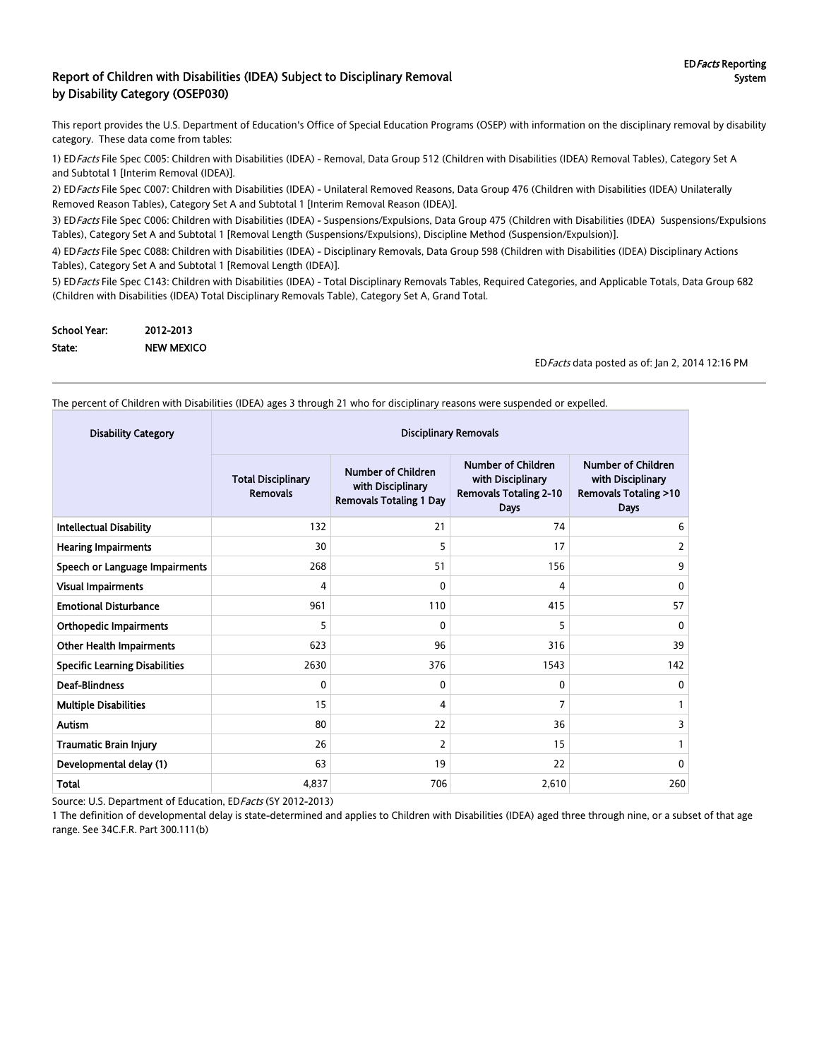# Report of Children with Disabilities (IDEA) Subject to Disciplinary Removal by Disability Category (OSEP030)

ED*Facts* Reporting System

This report provides the U.S. Department of Education's Office of Special Education Programs (OSEP) with information on the disciplinary removal by disability category. These data come from tables:

1) ED*Facts* File Spec C005: Children with Disabilities (IDEA) - Removal, Data Group 512 (Children with Disabilities (IDEA) Removal Tables), Category Set A and Subtotal 1 [Interim Removal (IDEA)].

2) ED*Facts* File Spec C007: Children with Disabilities (IDEA) - Unilateral Removed Reasons, Data Group 476 (Children with Disabilities (IDEA) Unilaterally Removed Reason Tables), Category Set A and Subtotal 1 [Interim Removal Reason (IDEA)].

3) ED*Facts* File Spec C006: Children with Disabilities (IDEA) - Suspensions/Expulsions, Data Group 475 (Children with Disabilities (IDEA) Suspensions/Expulsions Tables), Category Set A and Subtotal 1 [Removal Length (Suspensions/Expulsions), Discipline Method (Suspension/Expulsion)].

4) ED*Facts* File Spec C088: Children with Disabilities (IDEA) - Disciplinary Removals, Data Group 598 (Children with Disabilities (IDEA) Disciplinary Actions Tables), Category Set A and Subtotal 1 [Removal Length (IDEA)].

5) ED*Facts* File Spec C143: Children with Disabilities (IDEA) - Total Disciplinary Removals Tables, Required Categories, and Applicable Totals, Data Group 682 (Children with Disabilities (IDEA) Total Disciplinary Removals Table), Category Set A, Grand Total.

**School Year:** 2012-2013

**State:** NEW MEXICO

ED*Facts* data posted as of: Jan 2, 2014 12:16 PM

The percent of Children with Disabilities (IDEA) ages 3 through 21 who for disciplinary reasons were suspended or expelled.

| Disability Category | Disciplinary Removals | | | |
|---|---|---|---|---|
| | Total Disciplinary Removals | Number of Children with Disciplinary Removals Totaling 1 Day | Number of Children with Disciplinary Removals Totaling 2-10 Days | Number of Children with Disciplinary Removals Totaling >10 Days |
| Intellectual Disability | 132 | 21 | 74 | 6 |
| Hearing Impairments | 30 | 5 | 17 | 2 |
| Speech or Language Impairments | 268 | 51 | 156 | 9 |
| Visual Impairments | 4 | 0 | 4 | 0 |
| Emotional Disturbance | 961 | 110 | 415 | 57 |
| Orthopedic Impairments | 5 | 0 | 5 | 0 |
| Other Health Impairments | 623 | 96 | 316 | 39 |
| Specific Learning Disabilities | 2630 | 376 | 1543 | 142 |
| Deaf-Blindness | 0 | 0 | 0 | 0 |
| Multiple Disabilities | 15 | 4 | 7 | 1 |
| Autism | 80 | 22 | 36 | 3 |
| Traumatic Brain Injury | 26 | 2 | 15 | 1 |
| Developmental delay (1) | 63 | 19 | 22 | 0 |
| **Total** | 4,837 | 706 | 2,610 | 260 |

Source: U.S. Department of Education, ED*Facts* (SY 2012-2013)

1 The definition of developmental delay is state-determined and applies to Children with Disabilities (IDEA) aged three through nine, or a subset of that age range. See 34C.F.R. Part 300.111(b)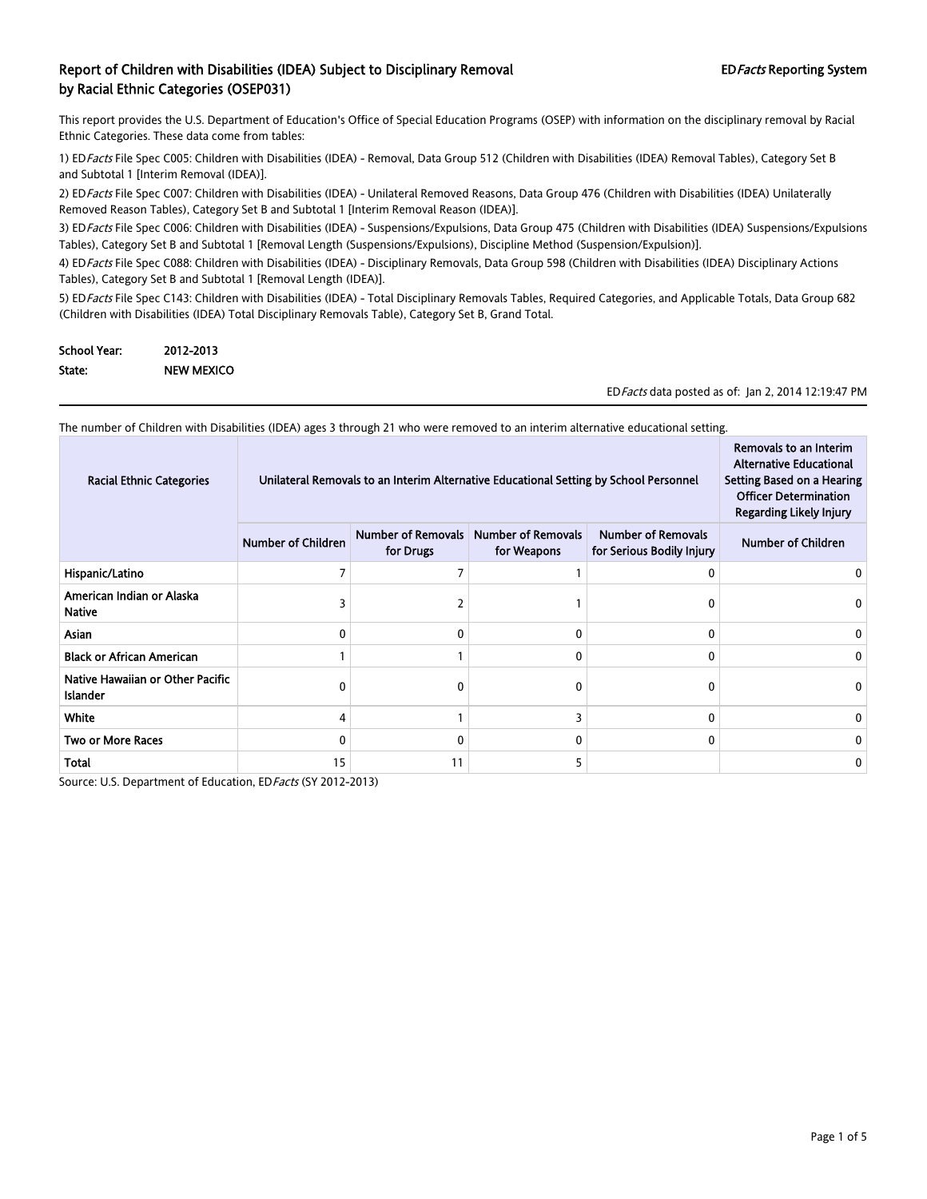# Report of Children with Disabilities (IDEA) Subject to Disciplinary Removal by Racial Ethnic Categories (OSEP031)

**ED*Facts* Reporting System**

This report provides the U.S. Department of Education's Office of Special Education Programs (OSEP) with information on the disciplinary removal by Racial Ethnic Categories. These data come from tables:

1) ED*Facts* File Spec C005: Children with Disabilities (IDEA) - Removal, Data Group 512 (Children with Disabilities (IDEA) Removal Tables), Category Set B and Subtotal 1 [Interim Removal (IDEA)].

2) ED*Facts* File Spec C007: Children with Disabilities (IDEA) - Unilateral Removed Reasons, Data Group 476 (Children with Disabilities (IDEA) Unilaterally Removed Reason Tables), Category Set B and Subtotal 1 [Interim Removal Reason (IDEA)].

3) ED*Facts* File Spec C006: Children with Disabilities (IDEA) - Suspensions/Expulsions, Data Group 475 (Children with Disabilities (IDEA) Suspensions/Expulsions Tables), Category Set B and Subtotal 1 [Removal Length (Suspensions/Expulsions), Discipline Method (Suspension/Expulsion)].

4) ED*Facts* File Spec C088: Children with Disabilities (IDEA) - Disciplinary Removals, Data Group 598 (Children with Disabilities (IDEA) Disciplinary Actions Tables), Category Set B and Subtotal 1 [Removal Length (IDEA)].

5) ED*Facts* File Spec C143: Children with Disabilities (IDEA) - Total Disciplinary Removals Tables, Required Categories, and Applicable Totals, Data Group 682 (Children with Disabilities (IDEA) Total Disciplinary Removals Table), Category Set B, Grand Total.

**School Year:** 2012-2013

**State:** NEW MEXICO

ED*Facts* data posted as of: Jan 2, 2014 12:19:47 PM

The number of Children with Disabilities (IDEA) ages 3 through 21 who were removed to an interim alternative educational setting.

| Racial Ethnic Categories | Unilateral Removals to an Interim Alternative Educational Setting by School Personnel | | | | Removals to an Interim Alternative Educational Setting Based on a Hearing Officer Determination Regarding Likely Injury |
|---|---|---|---|---|---|
| | Number of Children | Number of Removals for Drugs | Number of Removals for Weapons | Number of Removals for Serious Bodily Injury | Number of Children |
| Hispanic/Latino | 7 | 7 | 1 | 0 | 0 |
| American Indian or Alaska Native | 3 | 2 | 1 | 0 | 0 |
| Asian | 0 | 0 | 0 | 0 | 0 |
| Black or African American | 1 | 1 | 0 | 0 | 0 |
| Native Hawaiian or Other Pacific Islander | 0 | 0 | 0 | 0 | 0 |
| White | 4 | 1 | 3 | 0 | 0 |
| Two or More Races | 0 | 0 | 0 | 0 | 0 |
| Total | 15 | 11 | 5 | | 0 |

Source: U.S. Department of Education, ED*Facts* (SY 2012-2013)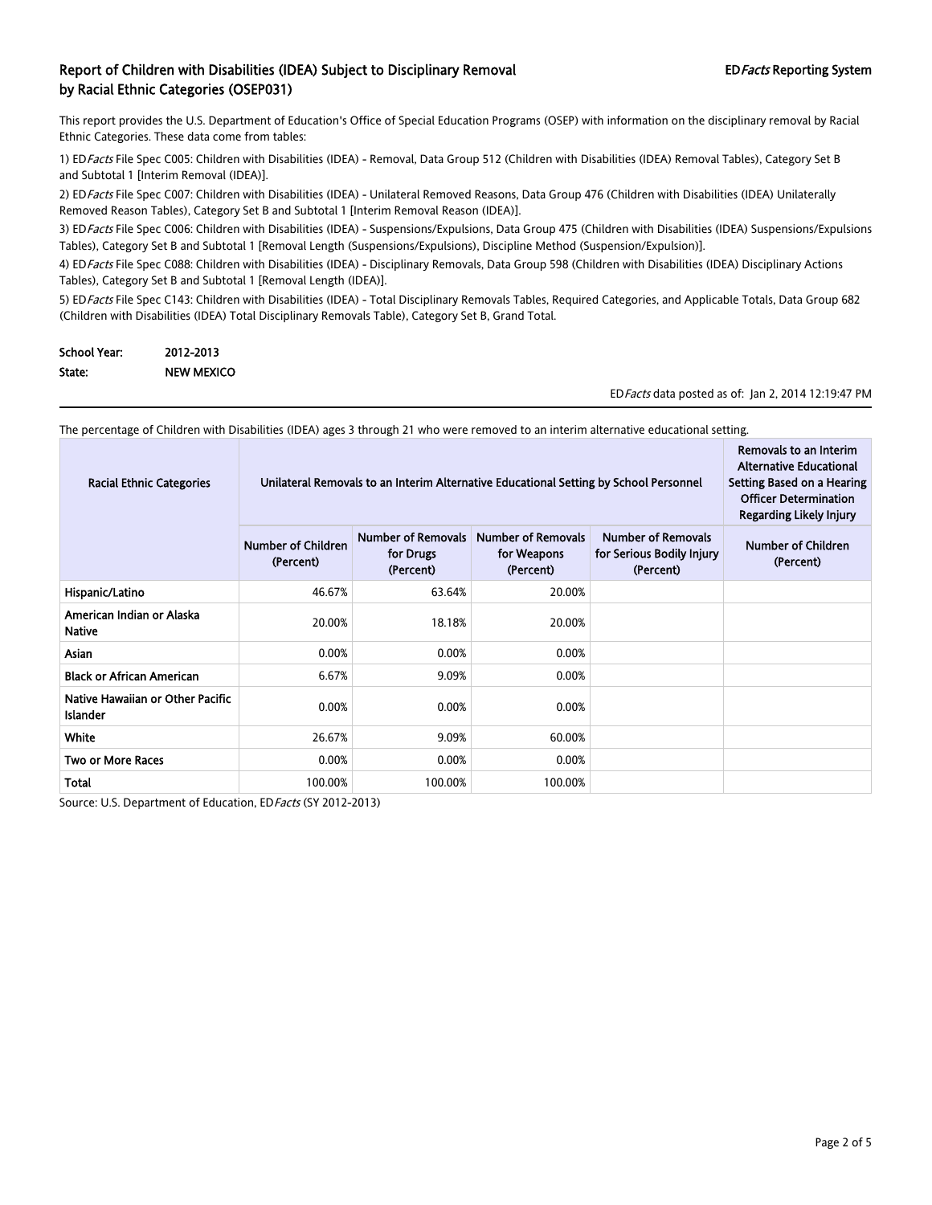## Report of Children with Disabilities (IDEA) Subject to Disciplinary Removal by Racial Ethnic Categories (OSEP031)

ED*Facts* Reporting System

This report provides the U.S. Department of Education's Office of Special Education Programs (OSEP) with information on the disciplinary removal by Racial Ethnic Categories. These data come from tables:

1) ED*Facts* File Spec C005: Children with Disabilities (IDEA) - Removal, Data Group 512 (Children with Disabilities (IDEA) Removal Tables), Category Set B and Subtotal 1 [Interim Removal (IDEA)].

2) ED*Facts* File Spec C007: Children with Disabilities (IDEA) - Unilateral Removed Reasons, Data Group 476 (Children with Disabilities (IDEA) Unilaterally Removed Reason Tables), Category Set B and Subtotal 1 [Interim Removal Reason (IDEA)].

3) ED*Facts* File Spec C006: Children with Disabilities (IDEA) - Suspensions/Expulsions, Data Group 475 (Children with Disabilities (IDEA) Suspensions/Expulsions Tables), Category Set B and Subtotal 1 [Removal Length (Suspensions/Expulsions), Discipline Method (Suspension/Expulsion)].

4) ED*Facts* File Spec C088: Children with Disabilities (IDEA) - Disciplinary Removals, Data Group 598 (Children with Disabilities (IDEA) Disciplinary Actions Tables), Category Set B and Subtotal 1 [Removal Length (IDEA)].

5) ED*Facts* File Spec C143: Children with Disabilities (IDEA) - Total Disciplinary Removals Tables, Required Categories, and Applicable Totals, Data Group 682 (Children with Disabilities (IDEA) Total Disciplinary Removals Table), Category Set B, Grand Total.

**School Year:** 2012-2013

**State:** NEW MEXICO

ED*Facts* data posted as of: Jan 2, 2014 12:19:47 PM

The percentage of Children with Disabilities (IDEA) ages 3 through 21 who were removed to an interim alternative educational setting.

| Racial Ethnic Categories | Unilateral Removals to an Interim Alternative Educational Setting by School Personnel | | | | Removals to an Interim Alternative Educational Setting Based on a Hearing Officer Determination Regarding Likely Injury |
|---|---|---|---|---|---|
| | Number of Children (Percent) | Number of Removals for Drugs (Percent) | Number of Removals for Weapons (Percent) | Number of Removals for Serious Bodily Injury (Percent) | Number of Children (Percent) |
| Hispanic/Latino | 46.67% | 63.64% | 20.00% | | |
| American Indian or Alaska Native | 20.00% | 18.18% | 20.00% | | |
| Asian | 0.00% | 0.00% | 0.00% | | |
| Black or African American | 6.67% | 9.09% | 0.00% | | |
| Native Hawaiian or Other Pacific Islander | 0.00% | 0.00% | 0.00% | | |
| White | 26.67% | 9.09% | 60.00% | | |
| Two or More Races | 0.00% | 0.00% | 0.00% | | |
| Total | 100.00% | 100.00% | 100.00% | | |

Source: U.S. Department of Education, ED*Facts* (SY 2012-2013)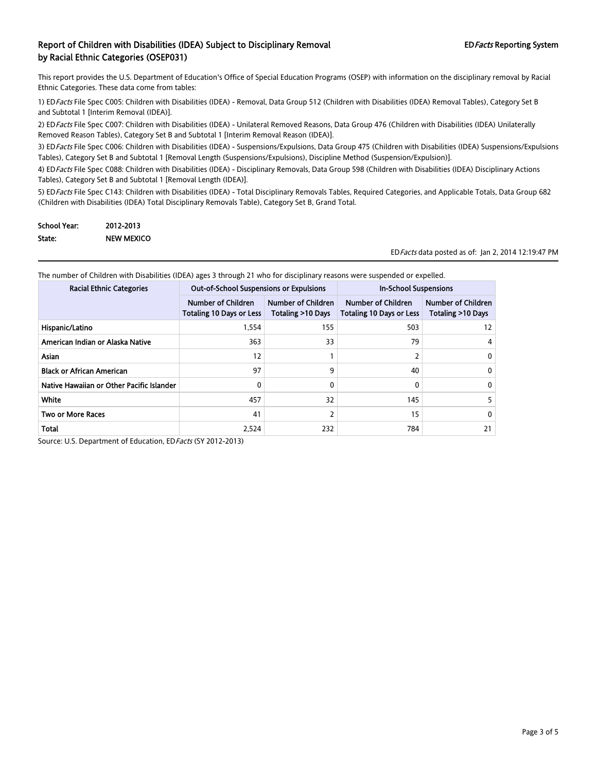# Report of Children with Disabilities (IDEA) Subject to Disciplinary Removal by Racial Ethnic Categories (OSEP031)

**ED*Facts* Reporting System**

This report provides the U.S. Department of Education's Office of Special Education Programs (OSEP) with information on the disciplinary removal by Racial Ethnic Categories. These data come from tables:

1) ED*Facts* File Spec C005: Children with Disabilities (IDEA) - Removal, Data Group 512 (Children with Disabilities (IDEA) Removal Tables), Category Set B and Subtotal 1 [Interim Removal (IDEA)].

2) ED*Facts* File Spec C007: Children with Disabilities (IDEA) - Unilateral Removed Reasons, Data Group 476 (Children with Disabilities (IDEA) Unilaterally Removed Reason Tables), Category Set B and Subtotal 1 [Interim Removal Reason (IDEA)].

3) ED*Facts* File Spec C006: Children with Disabilities (IDEA) - Suspensions/Expulsions, Data Group 475 (Children with Disabilities (IDEA) Suspensions/Expulsions Tables), Category Set B and Subtotal 1 [Removal Length (Suspensions/Expulsions), Discipline Method (Suspension/Expulsion)].

4) ED*Facts* File Spec C088: Children with Disabilities (IDEA) - Disciplinary Removals, Data Group 598 (Children with Disabilities (IDEA) Disciplinary Actions Tables), Category Set B and Subtotal 1 [Removal Length (IDEA)].

5) ED*Facts* File Spec C143: Children with Disabilities (IDEA) - Total Disciplinary Removals Tables, Required Categories, and Applicable Totals, Data Group 682 (Children with Disabilities (IDEA) Total Disciplinary Removals Table), Category Set B, Grand Total.

**School Year:** 2012-2013
**State:** NEW MEXICO

ED*Facts* data posted as of: Jan 2, 2014 12:19:47 PM

The number of Children with Disabilities (IDEA) ages 3 through 21 who for disciplinary reasons were suspended or expelled.

| Racial Ethnic Categories | Out-of-School Suspensions or Expulsions | | In-School Suspensions | |
|---|---|---|---|---|
| | Number of Children Totaling 10 Days or Less | Number of Children Totaling >10 Days | Number of Children Totaling 10 Days or Less | Number of Children Totaling >10 Days |
| Hispanic/Latino | 1,554 | 155 | 503 | 12 |
| American Indian or Alaska Native | 363 | 33 | 79 | 4 |
| Asian | 12 | 1 | 2 | 0 |
| Black or African American | 97 | 9 | 40 | 0 |
| Native Hawaiian or Other Pacific Islander | 0 | 0 | 0 | 0 |
| White | 457 | 32 | 145 | 5 |
| Two or More Races | 41 | 2 | 15 | 0 |
| Total | 2,524 | 232 | 784 | 21 |

Source: U.S. Department of Education, ED*Facts* (SY 2012-2013)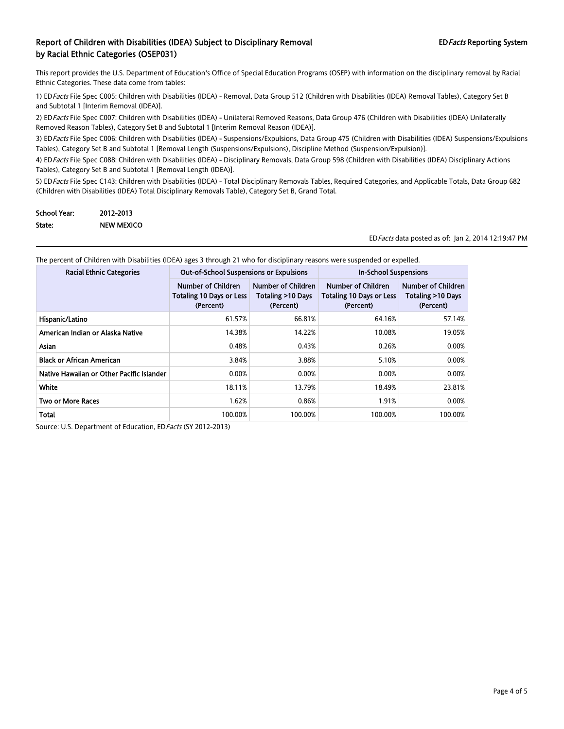## Report of Children with Disabilities (IDEA) Subject to Disciplinary Removal by Racial Ethnic Categories (OSEP031)

ED*Facts* Reporting System

This report provides the U.S. Department of Education's Office of Special Education Programs (OSEP) with information on the disciplinary removal by Racial Ethnic Categories. These data come from tables:

1) ED*Facts* File Spec C005: Children with Disabilities (IDEA) - Removal, Data Group 512 (Children with Disabilities (IDEA) Removal Tables), Category Set B and Subtotal 1 [Interim Removal (IDEA)].

2) ED*Facts* File Spec C007: Children with Disabilities (IDEA) - Unilateral Removed Reasons, Data Group 476 (Children with Disabilities (IDEA) Unilaterally Removed Reason Tables), Category Set B and Subtotal 1 [Interim Removal Reason (IDEA)].

3) ED*Facts* File Spec C006: Children with Disabilities (IDEA) - Suspensions/Expulsions, Data Group 475 (Children with Disabilities (IDEA) Suspensions/Expulsions Tables), Category Set B and Subtotal 1 [Removal Length (Suspensions/Expulsions), Discipline Method (Suspension/Expulsion)].

4) ED*Facts* File Spec C088: Children with Disabilities (IDEA) - Disciplinary Removals, Data Group 598 (Children with Disabilities (IDEA) Disciplinary Actions Tables), Category Set B and Subtotal 1 [Removal Length (IDEA)].

5) ED*Facts* File Spec C143: Children with Disabilities (IDEA) - Total Disciplinary Removals Tables, Required Categories, and Applicable Totals, Data Group 682 (Children with Disabilities (IDEA) Total Disciplinary Removals Table), Category Set B, Grand Total.

**School Year:** 2012-2013

**State:** NEW MEXICO

ED*Facts* data posted as of: Jan 2, 2014 12:19:47 PM

The percent of Children with Disabilities (IDEA) ages 3 through 21 who for disciplinary reasons were suspended or expelled.

| Racial Ethnic Categories | Out-of-School Suspensions or Expulsions | | In-School Suspensions | |
|---|---|---|---|---|
| | Number of Children Totaling 10 Days or Less (Percent) | Number of Children Totaling >10 Days (Percent) | Number of Children Totaling 10 Days or Less (Percent) | Number of Children Totaling >10 Days (Percent) |
| Hispanic/Latino | 61.57% | 66.81% | 64.16% | 57.14% |
| American Indian or Alaska Native | 14.38% | 14.22% | 10.08% | 19.05% |
| Asian | 0.48% | 0.43% | 0.26% | 0.00% |
| Black or African American | 3.84% | 3.88% | 5.10% | 0.00% |
| Native Hawaiian or Other Pacific Islander | 0.00% | 0.00% | 0.00% | 0.00% |
| White | 18.11% | 13.79% | 18.49% | 23.81% |
| Two or More Races | 1.62% | 0.86% | 1.91% | 0.00% |
| Total | 100.00% | 100.00% | 100.00% | 100.00% |

Source: U.S. Department of Education, ED*Facts* (SY 2012-2013)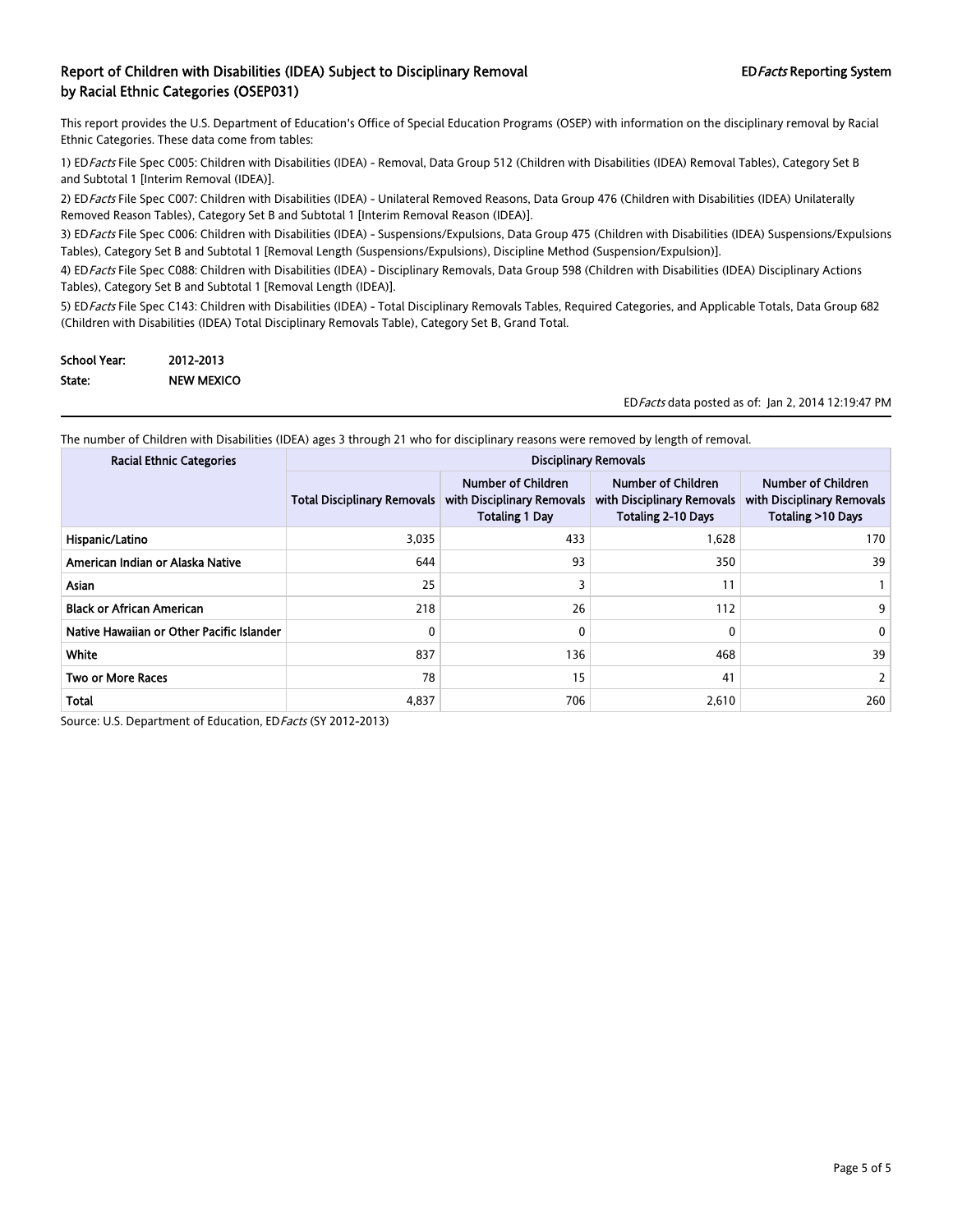# Report of Children with Disabilities (IDEA) Subject to Disciplinary Removal by Racial Ethnic Categories (OSEP031)

ED*Facts* Reporting System

This report provides the U.S. Department of Education's Office of Special Education Programs (OSEP) with information on the disciplinary removal by Racial Ethnic Categories. These data come from tables:

1) ED*Facts* File Spec C005: Children with Disabilities (IDEA) - Removal, Data Group 512 (Children with Disabilities (IDEA) Removal Tables), Category Set B and Subtotal 1 [Interim Removal (IDEA)].

2) ED*Facts* File Spec C007: Children with Disabilities (IDEA) - Unilateral Removed Reasons, Data Group 476 (Children with Disabilities (IDEA) Unilaterally Removed Reason Tables), Category Set B and Subtotal 1 [Interim Removal Reason (IDEA)].

3) ED*Facts* File Spec C006: Children with Disabilities (IDEA) - Suspensions/Expulsions, Data Group 475 (Children with Disabilities (IDEA) Suspensions/Expulsions Tables), Category Set B and Subtotal 1 [Removal Length (Suspensions/Expulsions), Discipline Method (Suspension/Expulsion)].

4) ED*Facts* File Spec C088: Children with Disabilities (IDEA) - Disciplinary Removals, Data Group 598 (Children with Disabilities (IDEA) Disciplinary Actions Tables), Category Set B and Subtotal 1 [Removal Length (IDEA)].

5) ED*Facts* File Spec C143: Children with Disabilities (IDEA) - Total Disciplinary Removals Tables, Required Categories, and Applicable Totals, Data Group 682 (Children with Disabilities (IDEA) Total Disciplinary Removals Table), Category Set B, Grand Total.

**School Year:** 2012-2013
**State:** NEW MEXICO

ED*Facts* data posted as of: Jan 2, 2014 12:19:47 PM

The number of Children with Disabilities (IDEA) ages 3 through 21 who for disciplinary reasons were removed by length of removal.

| Racial Ethnic Categories | Disciplinary Removals | | | |
|---|---|---|---|---|
| | Total Disciplinary Removals | Number of Children with Disciplinary Removals Totaling 1 Day | Number of Children with Disciplinary Removals Totaling 2-10 Days | Number of Children with Disciplinary Removals Totaling >10 Days |
| Hispanic/Latino | 3,035 | 433 | 1,628 | 170 |
| American Indian or Alaska Native | 644 | 93 | 350 | 39 |
| Asian | 25 | 3 | 11 | 1 |
| Black or African American | 218 | 26 | 112 | 9 |
| Native Hawaiian or Other Pacific Islander | 0 | 0 | 0 | 0 |
| White | 837 | 136 | 468 | 39 |
| Two or More Races | 78 | 15 | 41 | 2 |
| Total | 4,837 | 706 | 2,610 | 260 |

Source: U.S. Department of Education, ED*Facts* (SY 2012-2013)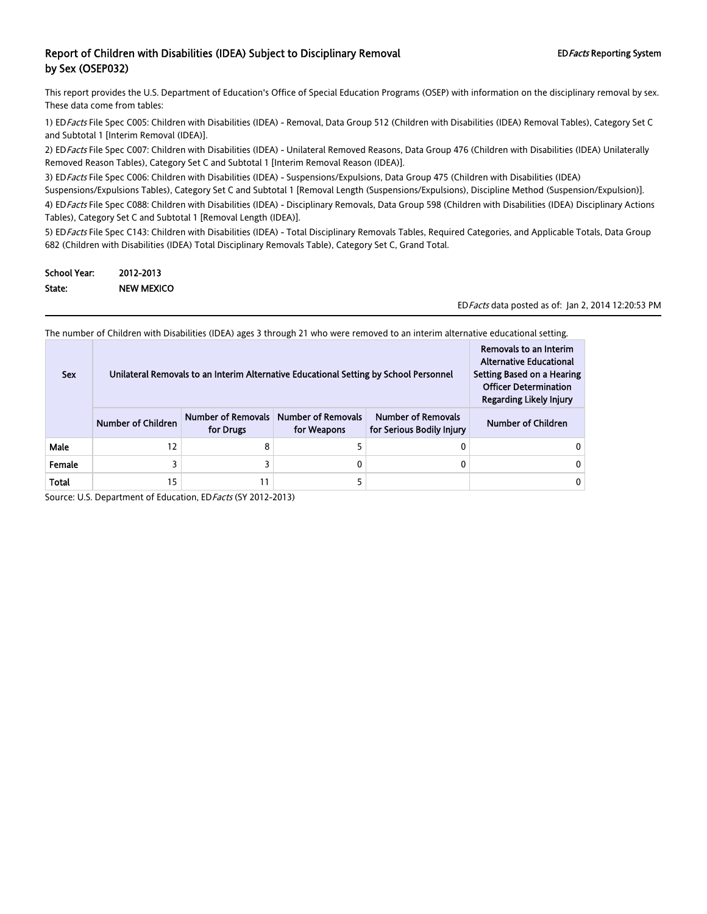## Report of Children with Disabilities (IDEA) Subject to Disciplinary Removal by Sex (OSEP032)

ED*Facts* Reporting System

This report provides the U.S. Department of Education's Office of Special Education Programs (OSEP) with information on the disciplinary removal by sex. These data come from tables:

1) ED*Facts* File Spec C005: Children with Disabilities (IDEA) - Removal, Data Group 512 (Children with Disabilities (IDEA) Removal Tables), Category Set C and Subtotal 1 [Interim Removal (IDEA)].

2) ED*Facts* File Spec C007: Children with Disabilities (IDEA) - Unilateral Removed Reasons, Data Group 476 (Children with Disabilities (IDEA) Unilaterally Removed Reason Tables), Category Set C and Subtotal 1 [Interim Removal Reason (IDEA)].

3) ED*Facts* File Spec C006: Children with Disabilities (IDEA) - Suspensions/Expulsions, Data Group 475 (Children with Disabilities (IDEA) Suspensions/Expulsions Tables), Category Set C and Subtotal 1 [Removal Length (Suspensions/Expulsions), Discipline Method (Suspension/Expulsion)].

4) ED*Facts* File Spec C088: Children with Disabilities (IDEA) - Disciplinary Removals, Data Group 598 (Children with Disabilities (IDEA) Disciplinary Actions Tables), Category Set C and Subtotal 1 [Removal Length (IDEA)].

5) ED*Facts* File Spec C143: Children with Disabilities (IDEA) - Total Disciplinary Removals Tables, Required Categories, and Applicable Totals, Data Group 682 (Children with Disabilities (IDEA) Total Disciplinary Removals Table), Category Set C, Grand Total.

**School Year:** 2012-2013

**State:** NEW MEXICO

ED*Facts* data posted as of: Jan 2, 2014 12:20:53 PM

The number of Children with Disabilities (IDEA) ages 3 through 21 who were removed to an interim alternative educational setting.

| Sex | Unilateral Removals to an Interim Alternative Educational Setting by School Personnel | | | | Removals to an Interim Alternative Educational Setting Based on a Hearing Officer Determination Regarding Likely Injury |
|---|---|---|---|---|---|
| | Number of Children | Number of Removals for Drugs | Number of Removals for Weapons | Number of Removals for Serious Bodily Injury | Number of Children |
| Male | 12 | 8 | 5 | 0 | 0 |
| Female | 3 | 3 | 0 | 0 | 0 |
| Total | 15 | 11 | 5 | | 0 |

Source: U.S. Department of Education, ED*Facts* (SY 2012-2013)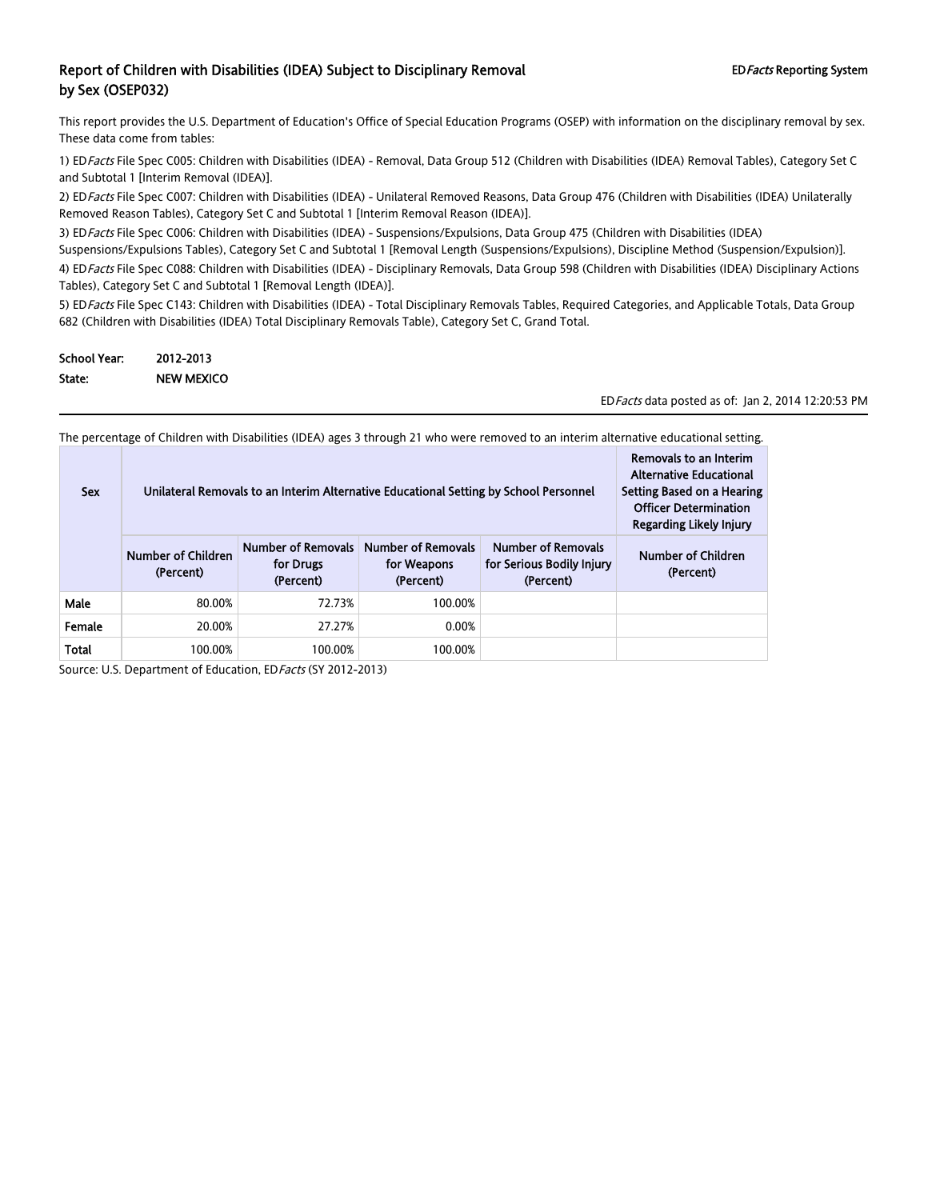# Report of Children with Disabilities (IDEA) Subject to Disciplinary Removal by Sex (OSEP032)

ED*Facts* Reporting System

This report provides the U.S. Department of Education's Office of Special Education Programs (OSEP) with information on the disciplinary removal by sex. These data come from tables:

1) ED*Facts* File Spec C005: Children with Disabilities (IDEA) - Removal, Data Group 512 (Children with Disabilities (IDEA) Removal Tables), Category Set C and Subtotal 1 [Interim Removal (IDEA)].

2) ED*Facts* File Spec C007: Children with Disabilities (IDEA) - Unilateral Removed Reasons, Data Group 476 (Children with Disabilities (IDEA) Unilaterally Removed Reason Tables), Category Set C and Subtotal 1 [Interim Removal Reason (IDEA)].

3) ED*Facts* File Spec C006: Children with Disabilities (IDEA) - Suspensions/Expulsions, Data Group 475 (Children with Disabilities (IDEA) Suspensions/Expulsions Tables), Category Set C and Subtotal 1 [Removal Length (Suspensions/Expulsions), Discipline Method (Suspension/Expulsion)].

4) ED*Facts* File Spec C088: Children with Disabilities (IDEA) - Disciplinary Removals, Data Group 598 (Children with Disabilities (IDEA) Disciplinary Actions Tables), Category Set C and Subtotal 1 [Removal Length (IDEA)].

5) ED*Facts* File Spec C143: Children with Disabilities (IDEA) - Total Disciplinary Removals Tables, Required Categories, and Applicable Totals, Data Group 682 (Children with Disabilities (IDEA) Total Disciplinary Removals Table), Category Set C, Grand Total.

**School Year:** 2012-2013

**State:** NEW MEXICO

ED*Facts* data posted as of: Jan 2, 2014 12:20:53 PM

The percentage of Children with Disabilities (IDEA) ages 3 through 21 who were removed to an interim alternative educational setting.

| Sex | Unilateral Removals to an Interim Alternative Educational Setting by School Personnel | | | | Removals to an Interim Alternative Educational Setting Based on a Hearing Officer Determination Regarding Likely Injury |
|---|---|---|---|---|---|
| | Number of Children (Percent) | Number of Removals for Drugs (Percent) | Number of Removals for Weapons (Percent) | Number of Removals for Serious Bodily Injury (Percent) | Number of Children (Percent) |
| Male | 80.00% | 72.73% | 100.00% | | |
| Female | 20.00% | 27.27% | 0.00% | | |
| Total | 100.00% | 100.00% | 100.00% | | |

Source: U.S. Department of Education, ED*Facts* (SY 2012-2013)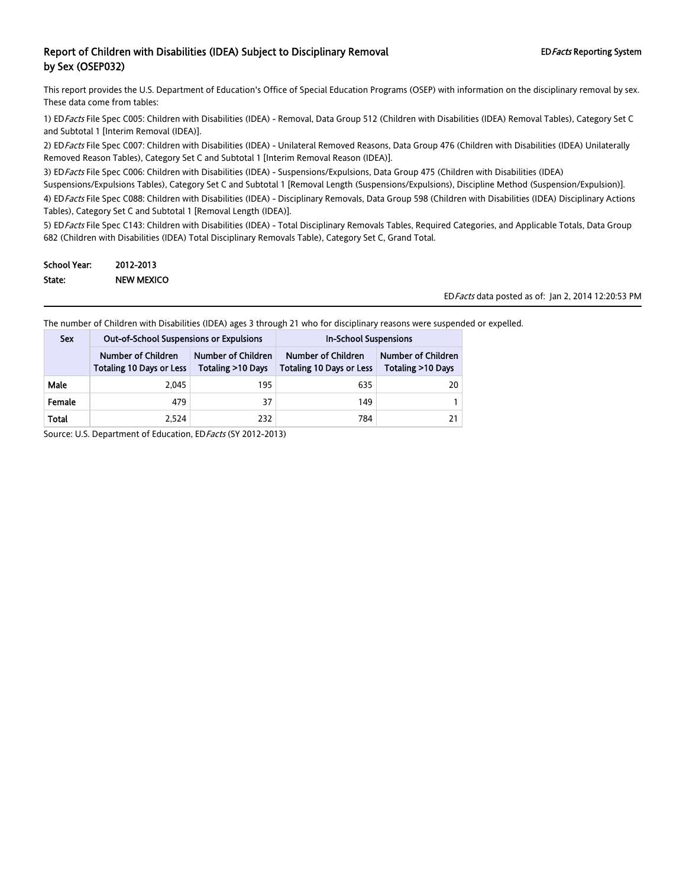## Report of Children with Disabilities (IDEA) Subject to Disciplinary Removal by Sex (OSEP032)

**ED*Facts* Reporting System**

This report provides the U.S. Department of Education's Office of Special Education Programs (OSEP) with information on the disciplinary removal by sex. These data come from tables:

1) ED*Facts* File Spec C005: Children with Disabilities (IDEA) - Removal, Data Group 512 (Children with Disabilities (IDEA) Removal Tables), Category Set C and Subtotal 1 [Interim Removal (IDEA)].

2) ED*Facts* File Spec C007: Children with Disabilities (IDEA) - Unilateral Removed Reasons, Data Group 476 (Children with Disabilities (IDEA) Unilaterally Removed Reason Tables), Category Set C and Subtotal 1 [Interim Removal Reason (IDEA)].

3) ED*Facts* File Spec C006: Children with Disabilities (IDEA) - Suspensions/Expulsions, Data Group 475 (Children with Disabilities (IDEA) Suspensions/Expulsions Tables), Category Set C and Subtotal 1 [Removal Length (Suspensions/Expulsions), Discipline Method (Suspension/Expulsion)].

4) ED*Facts* File Spec C088: Children with Disabilities (IDEA) - Disciplinary Removals, Data Group 598 (Children with Disabilities (IDEA) Disciplinary Actions Tables), Category Set C and Subtotal 1 [Removal Length (IDEA)].

5) ED*Facts* File Spec C143: Children with Disabilities (IDEA) - Total Disciplinary Removals Tables, Required Categories, and Applicable Totals, Data Group 682 (Children with Disabilities (IDEA) Total Disciplinary Removals Table), Category Set C, Grand Total.

**School Year:** 2012-2013

**State:** NEW MEXICO

ED*Facts* data posted as of: Jan 2, 2014 12:20:53 PM

The number of Children with Disabilities (IDEA) ages 3 through 21 who for disciplinary reasons were suspended or expelled.

| Sex | Out-of-School Suspensions or Expulsions | | In-School Suspensions | |
|---|---|---|---|---|
| | Number of Children Totaling 10 Days or Less | Number of Children Totaling >10 Days | Number of Children Totaling 10 Days or Less | Number of Children Totaling >10 Days |
| Male | 2,045 | 195 | 635 | 20 |
| Female | 479 | 37 | 149 | 1 |
| Total | 2,524 | 232 | 784 | 21 |

Source: U.S. Department of Education, ED*Facts* (SY 2012-2013)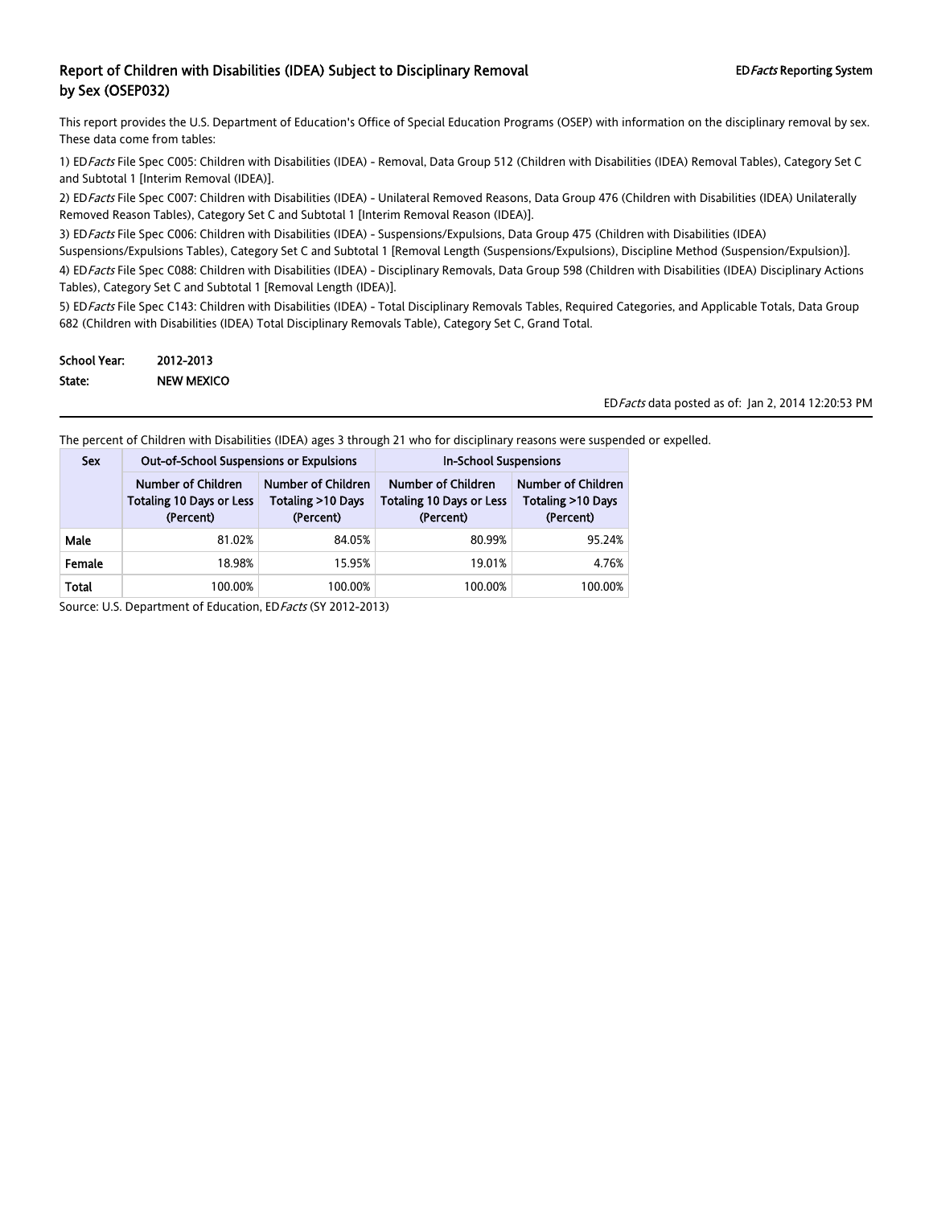# Report of Children with Disabilities (IDEA) Subject to Disciplinary Removal by Sex (OSEP032)

ED*Facts* Reporting System

This report provides the U.S. Department of Education's Office of Special Education Programs (OSEP) with information on the disciplinary removal by sex. These data come from tables:

1) ED*Facts* File Spec C005: Children with Disabilities (IDEA) - Removal, Data Group 512 (Children with Disabilities (IDEA) Removal Tables), Category Set C and Subtotal 1 [Interim Removal (IDEA)].

2) ED*Facts* File Spec C007: Children with Disabilities (IDEA) - Unilateral Removed Reasons, Data Group 476 (Children with Disabilities (IDEA) Unilaterally Removed Reason Tables), Category Set C and Subtotal 1 [Interim Removal Reason (IDEA)].

3) ED*Facts* File Spec C006: Children with Disabilities (IDEA) - Suspensions/Expulsions, Data Group 475 (Children with Disabilities (IDEA) Suspensions/Expulsions Tables), Category Set C and Subtotal 1 [Removal Length (Suspensions/Expulsions), Discipline Method (Suspension/Expulsion)].

4) ED*Facts* File Spec C088: Children with Disabilities (IDEA) - Disciplinary Removals, Data Group 598 (Children with Disabilities (IDEA) Disciplinary Actions Tables), Category Set C and Subtotal 1 [Removal Length (IDEA)].

5) ED*Facts* File Spec C143: Children with Disabilities (IDEA) - Total Disciplinary Removals Tables, Required Categories, and Applicable Totals, Data Group 682 (Children with Disabilities (IDEA) Total Disciplinary Removals Table), Category Set C, Grand Total.

**School Year:** 2012-2013
**State:** NEW MEXICO

ED*Facts* data posted as of: Jan 2, 2014 12:20:53 PM

The percent of Children with Disabilities (IDEA) ages 3 through 21 who for disciplinary reasons were suspended or expelled.

| Sex | Out-of-School Suspensions or Expulsions | | In-School Suspensions | |
|---|---|---|---|---|
| | Number of Children Totaling 10 Days or Less (Percent) | Number of Children Totaling >10 Days (Percent) | Number of Children Totaling 10 Days or Less (Percent) | Number of Children Totaling >10 Days (Percent) |
| Male | 81.02% | 84.05% | 80.99% | 95.24% |
| Female | 18.98% | 15.95% | 19.01% | 4.76% |
| Total | 100.00% | 100.00% | 100.00% | 100.00% |

Source: U.S. Department of Education, ED*Facts* (SY 2012-2013)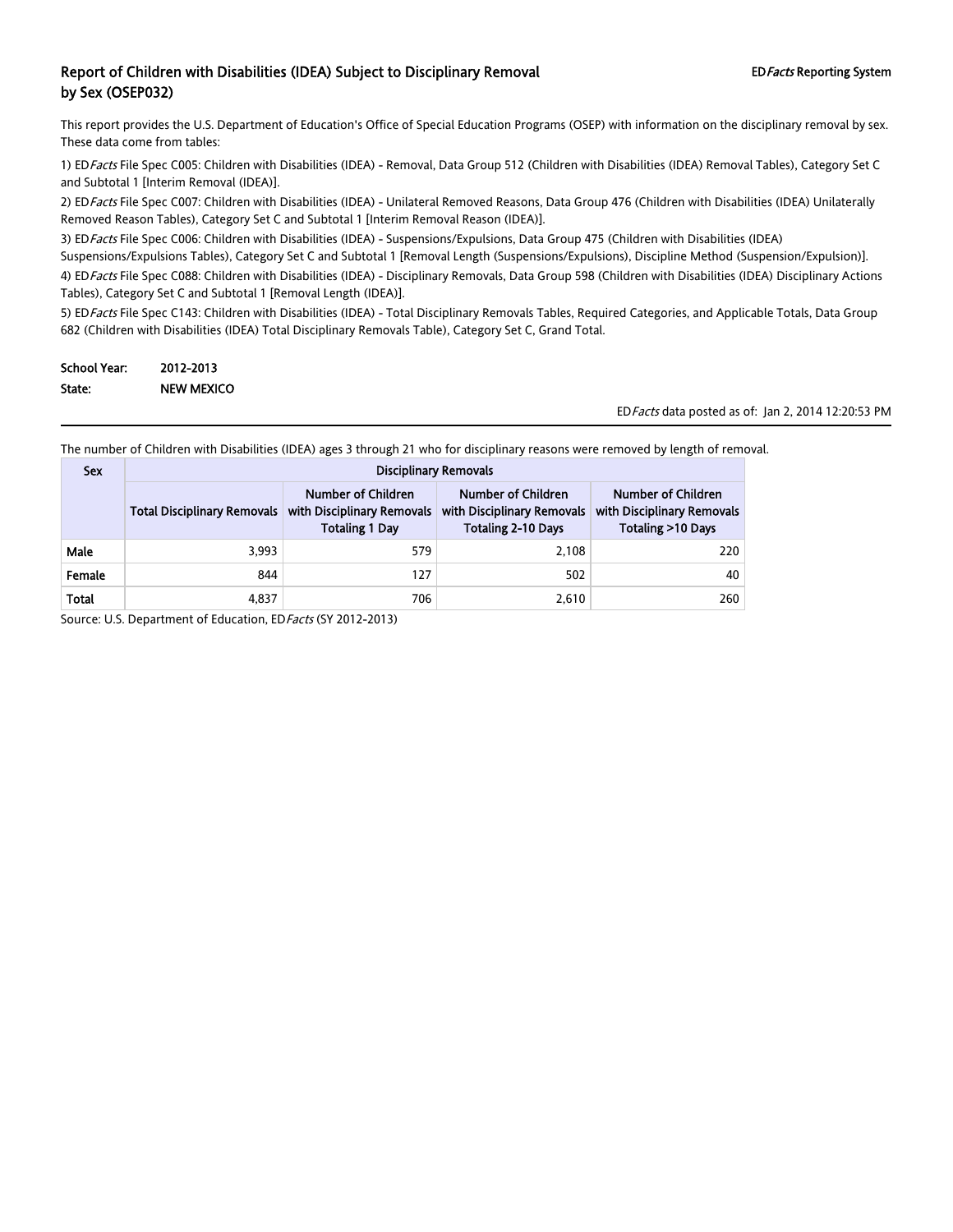# Report of Children with Disabilities (IDEA) Subject to Disciplinary Removal by Sex (OSEP032)

ED*Facts* Reporting System

This report provides the U.S. Department of Education's Office of Special Education Programs (OSEP) with information on the disciplinary removal by sex. These data come from tables:

1) ED*Facts* File Spec C005: Children with Disabilities (IDEA) - Removal, Data Group 512 (Children with Disabilities (IDEA) Removal Tables), Category Set C and Subtotal 1 [Interim Removal (IDEA)].

2) ED*Facts* File Spec C007: Children with Disabilities (IDEA) - Unilateral Removed Reasons, Data Group 476 (Children with Disabilities (IDEA) Unilaterally Removed Reason Tables), Category Set C and Subtotal 1 [Interim Removal Reason (IDEA)].

3) ED*Facts* File Spec C006: Children with Disabilities (IDEA) - Suspensions/Expulsions, Data Group 475 (Children with Disabilities (IDEA) Suspensions/Expulsions Tables), Category Set C and Subtotal 1 [Removal Length (Suspensions/Expulsions), Discipline Method (Suspension/Expulsion)].

4) ED*Facts* File Spec C088: Children with Disabilities (IDEA) - Disciplinary Removals, Data Group 598 (Children with Disabilities (IDEA) Disciplinary Actions Tables), Category Set C and Subtotal 1 [Removal Length (IDEA)].

5) ED*Facts* File Spec C143: Children with Disabilities (IDEA) - Total Disciplinary Removals Tables, Required Categories, and Applicable Totals, Data Group 682 (Children with Disabilities (IDEA) Total Disciplinary Removals Table), Category Set C, Grand Total.

**School Year:** 2012-2013
**State:** NEW MEXICO

ED*Facts* data posted as of: Jan 2, 2014 12:20:53 PM

The number of Children with Disabilities (IDEA) ages 3 through 21 who for disciplinary reasons were removed by length of removal.

| Sex | Disciplinary Removals | | | |
|---|---|---|---|---|
| | Total Disciplinary Removals | Number of Children with Disciplinary Removals Totaling 1 Day | Number of Children with Disciplinary Removals Totaling 2-10 Days | Number of Children with Disciplinary Removals Totaling >10 Days |
| Male | 3,993 | 579 | 2,108 | 220 |
| Female | 844 | 127 | 502 | 40 |
| Total | 4,837 | 706 | 2,610 | 260 |

Source: U.S. Department of Education, ED*Facts* (SY 2012-2013)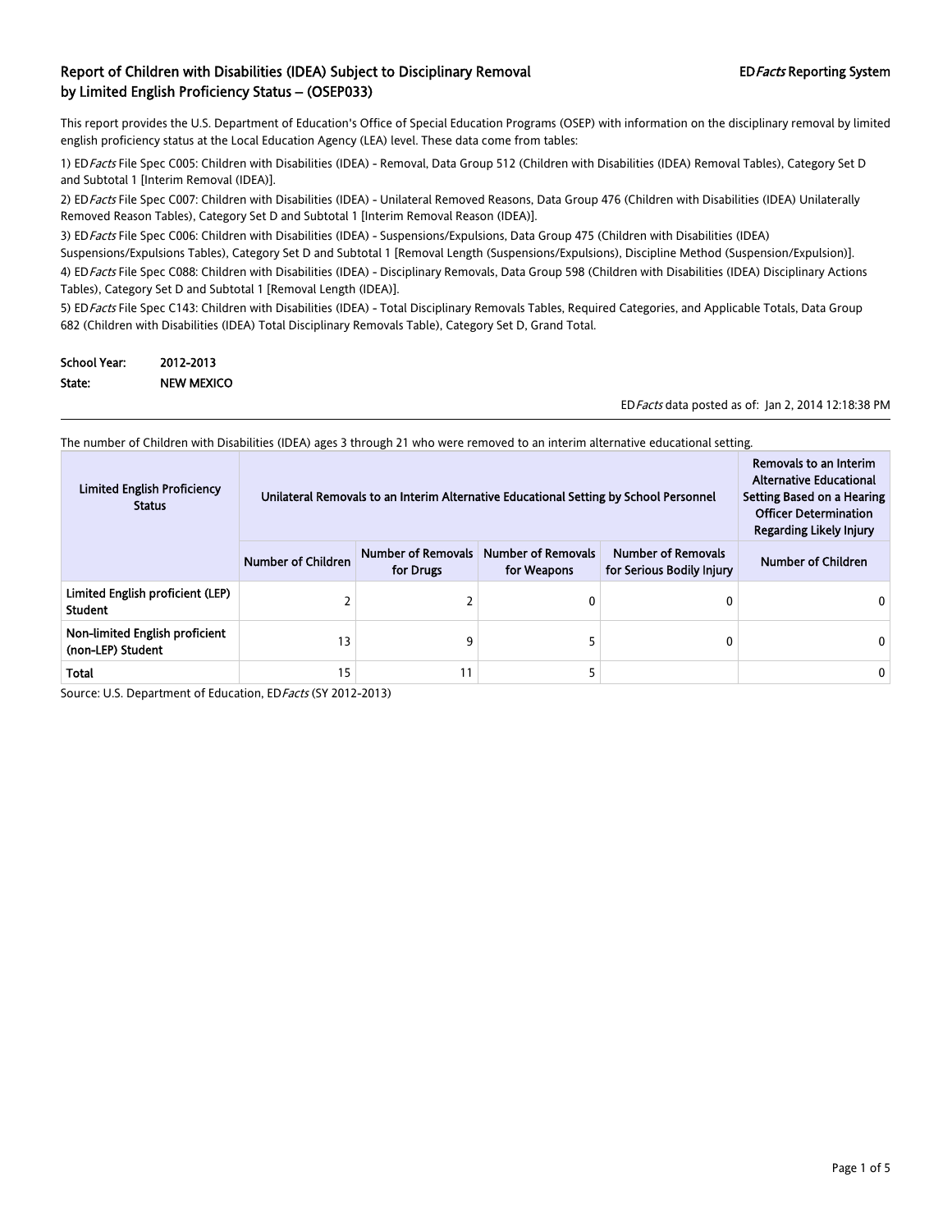## Report of Children with Disabilities (IDEA) Subject to Disciplinary Removal by Limited English Proficiency Status – (OSEP033)

EDFacts Reporting System

This report provides the U.S. Department of Education's Office of Special Education Programs (OSEP) with information on the disciplinary removal by limited english proficiency status at the Local Education Agency (LEA) level. These data come from tables:

1) EDFacts File Spec C005: Children with Disabilities (IDEA) - Removal, Data Group 512 (Children with Disabilities (IDEA) Removal Tables), Category Set D and Subtotal 1 [Interim Removal (IDEA)].

2) EDFacts File Spec C007: Children with Disabilities (IDEA) - Unilateral Removed Reasons, Data Group 476 (Children with Disabilities (IDEA) Unilaterally Removed Reason Tables), Category Set D and Subtotal 1 [Interim Removal Reason (IDEA)].

3) EDFacts File Spec C006: Children with Disabilities (IDEA) - Suspensions/Expulsions, Data Group 475 (Children with Disabilities (IDEA) Suspensions/Expulsions Tables), Category Set D and Subtotal 1 [Removal Length (Suspensions/Expulsions), Discipline Method (Suspension/Expulsion)].

4) EDFacts File Spec C088: Children with Disabilities (IDEA) - Disciplinary Removals, Data Group 598 (Children with Disabilities (IDEA) Disciplinary Actions Tables), Category Set D and Subtotal 1 [Removal Length (IDEA)].

5) EDFacts File Spec C143: Children with Disabilities (IDEA) - Total Disciplinary Removals Tables, Required Categories, and Applicable Totals, Data Group 682 (Children with Disabilities (IDEA) Total Disciplinary Removals Table), Category Set D, Grand Total.

**School Year:** 2012-2013

**State:** NEW MEXICO

EDFacts data posted as of: Jan 2, 2014 12:18:38 PM

The number of Children with Disabilities (IDEA) ages 3 through 21 who were removed to an interim alternative educational setting.

| Limited English Proficiency Status | Unilateral Removals to an Interim Alternative Educational Setting by School Personnel | | | | Removals to an Interim Alternative Educational Setting Based on a Hearing Officer Determination Regarding Likely Injury |
|---|---|---|---|---|---|
| | Number of Children | Number of Removals for Drugs | Number of Removals for Weapons | Number of Removals for Serious Bodily Injury | Number of Children |
| Limited English proficient (LEP) Student | 2 | 2 | 0 | 0 | 0 |
| Non-limited English proficient (non-LEP) Student | 13 | 9 | 5 | 0 | 0 |
| Total | 15 | 11 | 5 | | 0 |

Source: U.S. Department of Education, EDFacts (SY 2012-2013)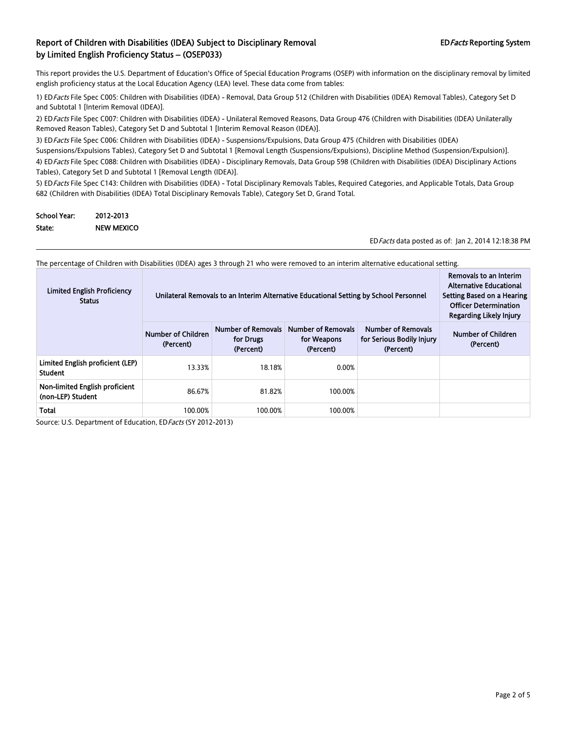## Report of Children with Disabilities (IDEA) Subject to Disciplinary Removal by Limited English Proficiency Status – (OSEP033)

**ED*Facts* Reporting System**

This report provides the U.S. Department of Education's Office of Special Education Programs (OSEP) with information on the disciplinary removal by limited english proficiency status at the Local Education Agency (LEA) level. These data come from tables:

1) ED*Facts* File Spec C005: Children with Disabilities (IDEA) - Removal, Data Group 512 (Children with Disabilities (IDEA) Removal Tables), Category Set D and Subtotal 1 [Interim Removal (IDEA)].

2) ED*Facts* File Spec C007: Children with Disabilities (IDEA) - Unilateral Removed Reasons, Data Group 476 (Children with Disabilities (IDEA) Unilaterally Removed Reason Tables), Category Set D and Subtotal 1 [Interim Removal Reason (IDEA)].

3) ED*Facts* File Spec C006: Children with Disabilities (IDEA) - Suspensions/Expulsions, Data Group 475 (Children with Disabilities (IDEA) Suspensions/Expulsions Tables), Category Set D and Subtotal 1 [Removal Length (Suspensions/Expulsions), Discipline Method (Suspension/Expulsion)].

4) ED*Facts* File Spec C088: Children with Disabilities (IDEA) - Disciplinary Removals, Data Group 598 (Children with Disabilities (IDEA) Disciplinary Actions Tables), Category Set D and Subtotal 1 [Removal Length (IDEA)].

5) ED*Facts* File Spec C143: Children with Disabilities (IDEA) - Total Disciplinary Removals Tables, Required Categories, and Applicable Totals, Data Group 682 (Children with Disabilities (IDEA) Total Disciplinary Removals Table), Category Set D, Grand Total.

**School Year:** 2012-2013
**State:** NEW MEXICO

ED*Facts* data posted as of: Jan 2, 2014 12:18:38 PM

The percentage of Children with Disabilities (IDEA) ages 3 through 21 who were removed to an interim alternative educational setting.

| Limited English Proficiency Status | Unilateral Removals to an Interim Alternative Educational Setting by School Personnel | | | | Removals to an Interim Alternative Educational Setting Based on a Hearing Officer Determination Regarding Likely Injury |
|---|---|---|---|---|---|
| | Number of Children (Percent) | Number of Removals for Drugs (Percent) | Number of Removals for Weapons (Percent) | Number of Removals for Serious Bodily Injury (Percent) | Number of Children (Percent) |
| Limited English proficient (LEP) Student | 13.33% | 18.18% | 0.00% | | |
| Non-limited English proficient (non-LEP) Student | 86.67% | 81.82% | 100.00% | | |
| Total | 100.00% | 100.00% | 100.00% | | |

Source: U.S. Department of Education, ED*Facts* (SY 2012-2013)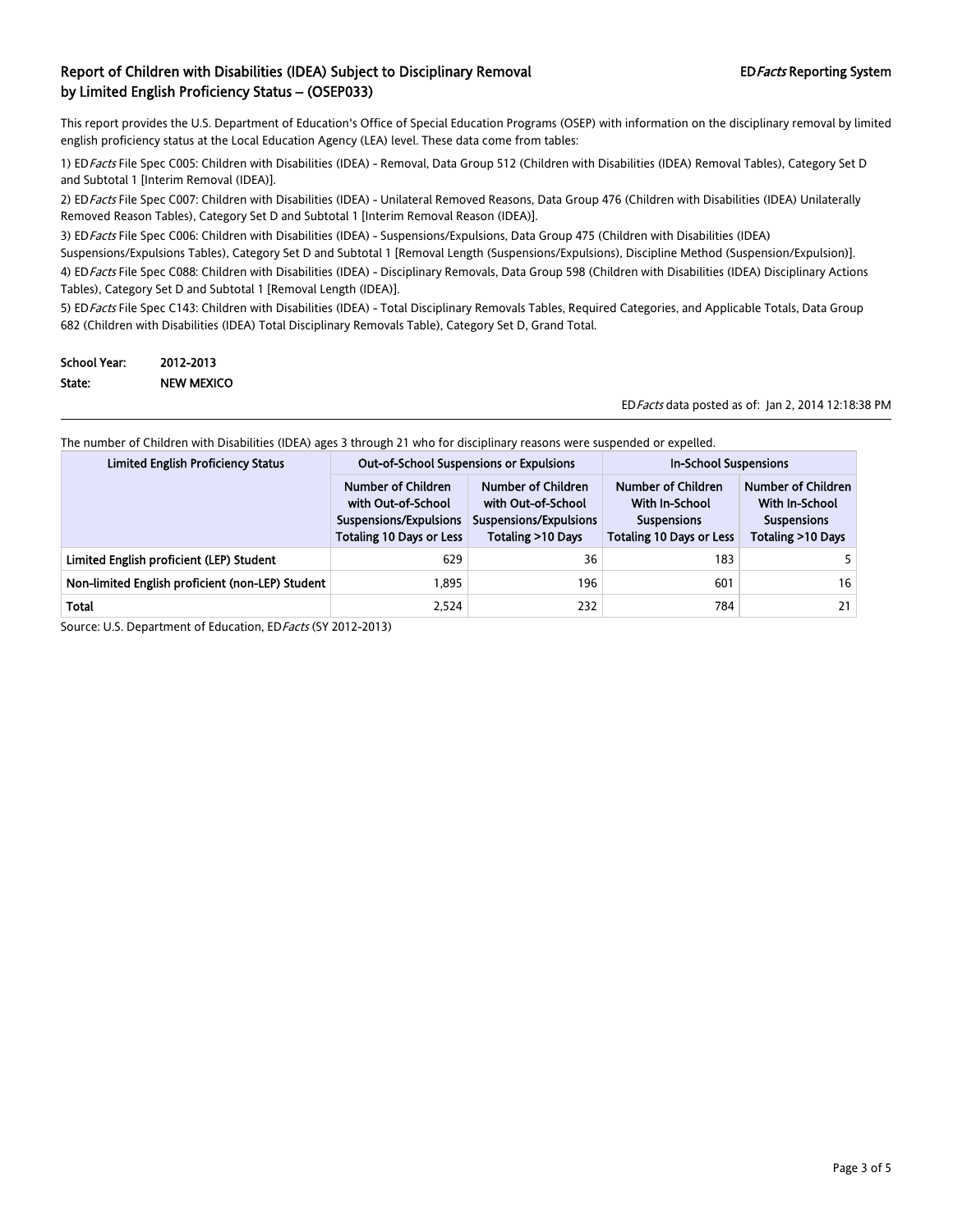# Report of Children with Disabilities (IDEA) Subject to Disciplinary Removal by Limited English Proficiency Status – (OSEP033)

ED*Facts* Reporting System

This report provides the U.S. Department of Education's Office of Special Education Programs (OSEP) with information on the disciplinary removal by limited english proficiency status at the Local Education Agency (LEA) level. These data come from tables:

1) ED*Facts* File Spec C005: Children with Disabilities (IDEA) - Removal, Data Group 512 (Children with Disabilities (IDEA) Removal Tables), Category Set D and Subtotal 1 [Interim Removal (IDEA)].

2) ED*Facts* File Spec C007: Children with Disabilities (IDEA) - Unilateral Removed Reasons, Data Group 476 (Children with Disabilities (IDEA) Unilaterally Removed Reason Tables), Category Set D and Subtotal 1 [Interim Removal Reason (IDEA)].

3) ED*Facts* File Spec C006: Children with Disabilities (IDEA) - Suspensions/Expulsions, Data Group 475 (Children with Disabilities (IDEA) Suspensions/Expulsions Tables), Category Set D and Subtotal 1 [Removal Length (Suspensions/Expulsions), Discipline Method (Suspension/Expulsion)].

4) ED*Facts* File Spec C088: Children with Disabilities (IDEA) - Disciplinary Removals, Data Group 598 (Children with Disabilities (IDEA) Disciplinary Actions Tables), Category Set D and Subtotal 1 [Removal Length (IDEA)].

5) ED*Facts* File Spec C143: Children with Disabilities (IDEA) - Total Disciplinary Removals Tables, Required Categories, and Applicable Totals, Data Group 682 (Children with Disabilities (IDEA) Total Disciplinary Removals Table), Category Set D, Grand Total.

**School Year:** 2012-2013

**State:** NEW MEXICO

ED*Facts* data posted as of: Jan 2, 2014 12:18:38 PM

The number of Children with Disabilities (IDEA) ages 3 through 21 who for disciplinary reasons were suspended or expelled.

| Limited English Proficiency Status | Out-of-School Suspensions or Expulsions | | In-School Suspensions | |
|---|---|---|---|---|
| | Number of Children with Out-of-School Suspensions/Expulsions Totaling 10 Days or Less | Number of Children with Out-of-School Suspensions/Expulsions Totaling >10 Days | Number of Children With In-School Suspensions Totaling 10 Days or Less | Number of Children With In-School Suspensions Totaling >10 Days |
| Limited English proficient (LEP) Student | 629 | 36 | 183 | 5 |
| Non-limited English proficient (non-LEP) Student | 1,895 | 196 | 601 | 16 |
| Total | 2,524 | 232 | 784 | 21 |

Source: U.S. Department of Education, ED*Facts* (SY 2012-2013)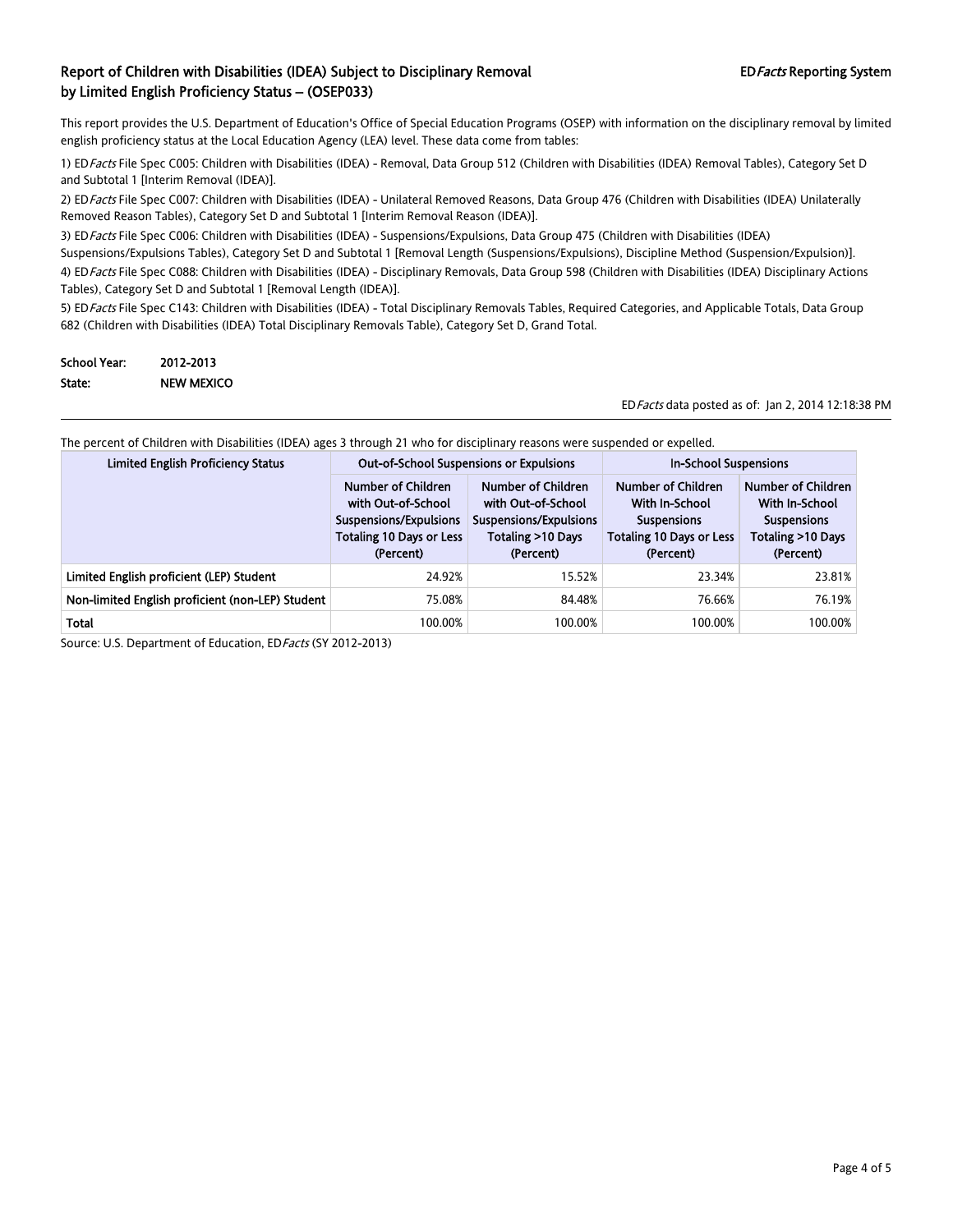# Report of Children with Disabilities (IDEA) Subject to Disciplinary Removal by Limited English Proficiency Status – (OSEP033)

ED*Facts* Reporting System

This report provides the U.S. Department of Education's Office of Special Education Programs (OSEP) with information on the disciplinary removal by limited english proficiency status at the Local Education Agency (LEA) level. These data come from tables:

1) ED*Facts* File Spec C005: Children with Disabilities (IDEA) - Removal, Data Group 512 (Children with Disabilities (IDEA) Removal Tables), Category Set D and Subtotal 1 [Interim Removal (IDEA)].

2) ED*Facts* File Spec C007: Children with Disabilities (IDEA) - Unilateral Removed Reasons, Data Group 476 (Children with Disabilities (IDEA) Unilaterally Removed Reason Tables), Category Set D and Subtotal 1 [Interim Removal Reason (IDEA)].

3) ED*Facts* File Spec C006: Children with Disabilities (IDEA) - Suspensions/Expulsions, Data Group 475 (Children with Disabilities (IDEA) Suspensions/Expulsions Tables), Category Set D and Subtotal 1 [Removal Length (Suspensions/Expulsions), Discipline Method (Suspension/Expulsion)].

4) ED*Facts* File Spec C088: Children with Disabilities (IDEA) - Disciplinary Removals, Data Group 598 (Children with Disabilities (IDEA) Disciplinary Actions Tables), Category Set D and Subtotal 1 [Removal Length (IDEA)].

5) ED*Facts* File Spec C143: Children with Disabilities (IDEA) - Total Disciplinary Removals Tables, Required Categories, and Applicable Totals, Data Group 682 (Children with Disabilities (IDEA) Total Disciplinary Removals Table), Category Set D, Grand Total.

**School Year:** 2012-2013

**State:** NEW MEXICO

ED*Facts* data posted as of: Jan 2, 2014 12:18:38 PM

The percent of Children with Disabilities (IDEA) ages 3 through 21 who for disciplinary reasons were suspended or expelled.

| Limited English Proficiency Status | Out-of-School Suspensions or Expulsions | | In-School Suspensions | |
|---|---|---|---|---|
| | Number of Children with Out-of-School Suspensions/Expulsions Totaling 10 Days or Less (Percent) | Number of Children with Out-of-School Suspensions/Expulsions Totaling >10 Days (Percent) | Number of Children With In-School Suspensions Totaling 10 Days or Less (Percent) | Number of Children With In-School Suspensions Totaling >10 Days (Percent) |
| Limited English proficient (LEP) Student | 24.92% | 15.52% | 23.34% | 23.81% |
| Non-limited English proficient (non-LEP) Student | 75.08% | 84.48% | 76.66% | 76.19% |
| Total | 100.00% | 100.00% | 100.00% | 100.00% |

Source: U.S. Department of Education, ED*Facts* (SY 2012-2013)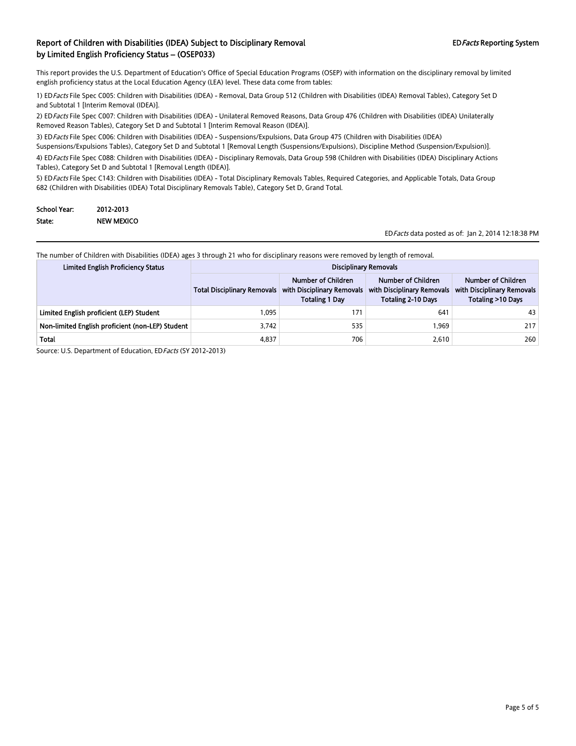## Report of Children with Disabilities (IDEA) Subject to Disciplinary Removal by Limited English Proficiency Status – (OSEP033)

EDFacts Reporting System

This report provides the U.S. Department of Education's Office of Special Education Programs (OSEP) with information on the disciplinary removal by limited english proficiency status at the Local Education Agency (LEA) level. These data come from tables:

1) ED*Facts* File Spec C005: Children with Disabilities (IDEA) - Removal, Data Group 512 (Children with Disabilities (IDEA) Removal Tables), Category Set D and Subtotal 1 [Interim Removal (IDEA)].

2) ED*Facts* File Spec C007: Children with Disabilities (IDEA) - Unilateral Removed Reasons, Data Group 476 (Children with Disabilities (IDEA) Unilaterally Removed Reason Tables), Category Set D and Subtotal 1 [Interim Removal Reason (IDEA)].

3) ED*Facts* File Spec C006: Children with Disabilities (IDEA) - Suspensions/Expulsions, Data Group 475 (Children with Disabilities (IDEA) Suspensions/Expulsions Tables), Category Set D and Subtotal 1 [Removal Length (Suspensions/Expulsions), Discipline Method (Suspension/Expulsion)].

4) ED*Facts* File Spec C088: Children with Disabilities (IDEA) - Disciplinary Removals, Data Group 598 (Children with Disabilities (IDEA) Disciplinary Actions Tables), Category Set D and Subtotal 1 [Removal Length (IDEA)].

5) ED*Facts* File Spec C143: Children with Disabilities (IDEA) - Total Disciplinary Removals Tables, Required Categories, and Applicable Totals, Data Group 682 (Children with Disabilities (IDEA) Total Disciplinary Removals Table), Category Set D, Grand Total.

**School Year:** 2012-2013

**State:** NEW MEXICO

ED*Facts* data posted as of: Jan 2, 2014 12:18:38 PM

The number of Children with Disabilities (IDEA) ages 3 through 21 who for disciplinary reasons were removed by length of removal.

| Limited English Proficiency Status | Disciplinary Removals | | | |
|---|---|---|---|---|
| | Total Disciplinary Removals | Number of Children with Disciplinary Removals Totaling 1 Day | Number of Children with Disciplinary Removals Totaling 2-10 Days | Number of Children with Disciplinary Removals Totaling >10 Days |
| Limited English proficient (LEP) Student | 1,095 | 171 | 641 | 43 |
| Non-limited English proficient (non-LEP) Student | 3,742 | 535 | 1,969 | 217 |
| Total | 4,837 | 706 | 2,610 | 260 |

Source: U.S. Department of Education, ED*Facts* (SY 2012-2013)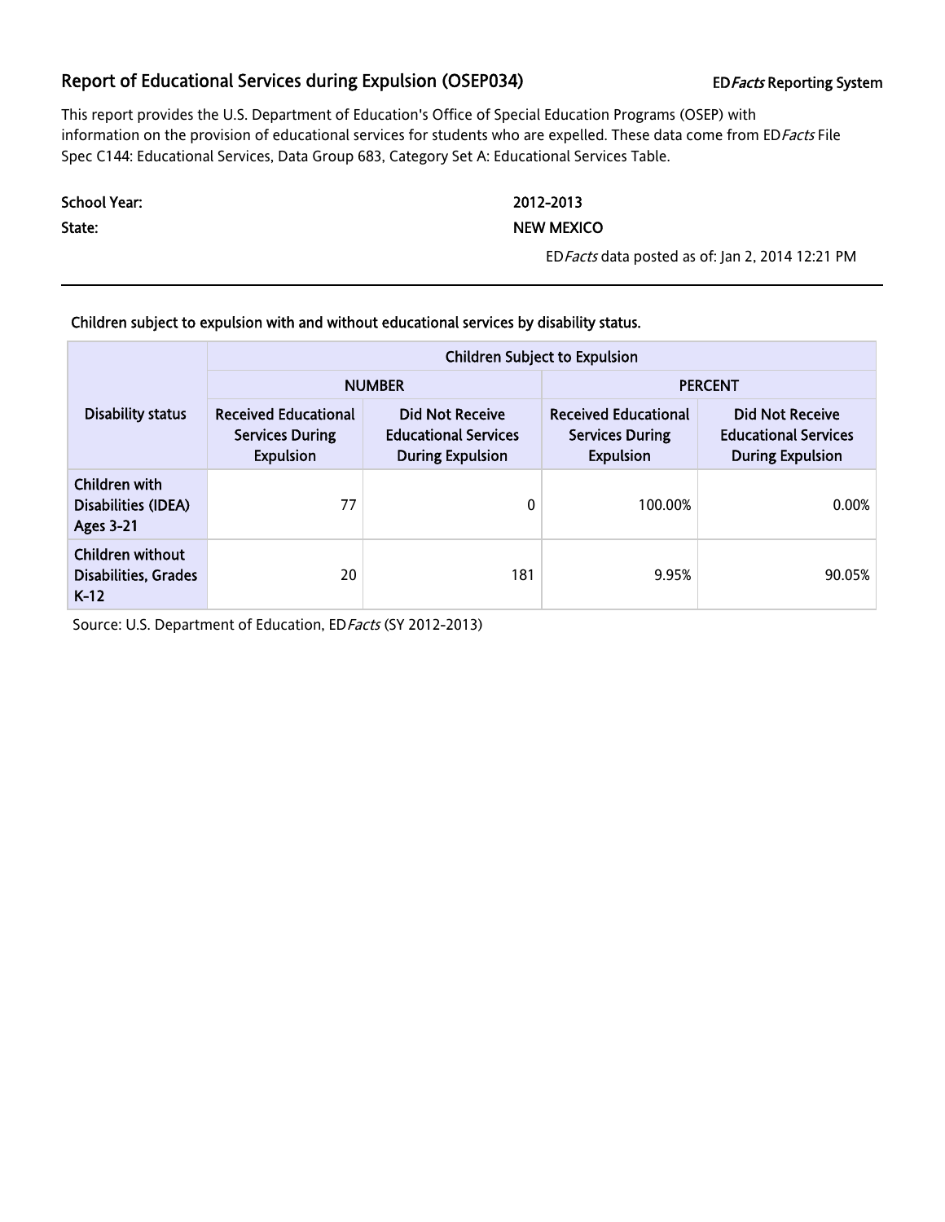## Report of Educational Services during Expulsion (OSEP034)

ED*Facts* Reporting System

This report provides the U.S. Department of Education's Office of Special Education Programs (OSEP) with information on the provision of educational services for students who are expelled. These data come from ED*Facts* File Spec C144: Educational Services, Data Group 683, Category Set A: Educational Services Table.

**School Year:** 2012-2013

**State:** NEW MEXICO

ED*Facts* data posted as of: Jan 2, 2014 12:21 PM

---

**Children subject to expulsion with and without educational services by disability status.**

| Disability status | Children Subject to Expulsion | | | |
|---|---|---|---|---|
| | NUMBER | | PERCENT | |
| | Received Educational Services During Expulsion | Did Not Receive Educational Services During Expulsion | Received Educational Services During Expulsion | Did Not Receive Educational Services During Expulsion |
| Children with Disabilities (IDEA) Ages 3-21 | 77 | 0 | 100.00% | 0.00% |
| Children without Disabilities, Grades K-12 | 20 | 181 | 9.95% | 90.05% |

Source: U.S. Department of Education, ED*Facts* (SY 2012-2013)